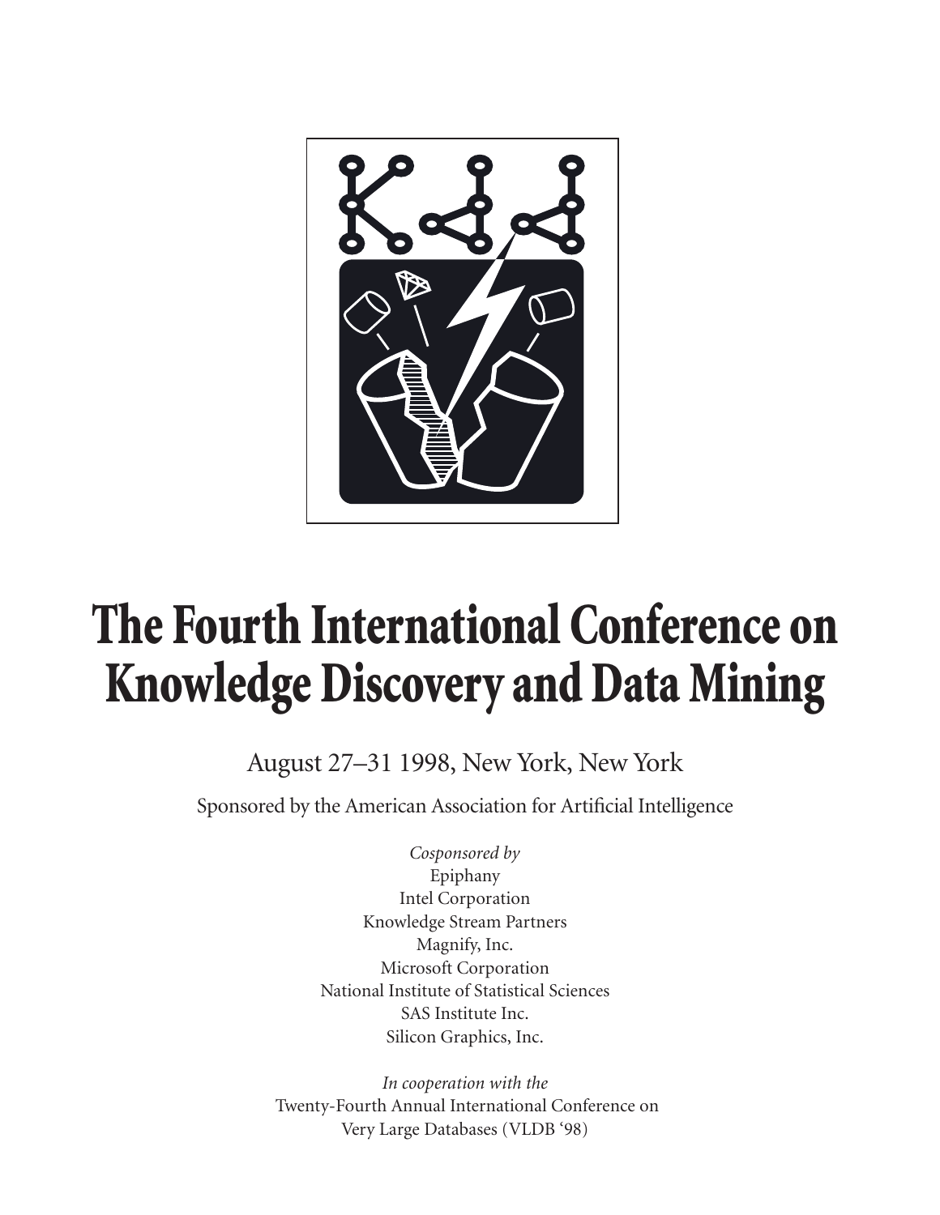# The Fourth International Conference on Knowledge Discovery and Data Mining

August 27–31 1998, New York, New York

Sponsored by the American Association for Artificial Intelligence

*Cosponsored by*
Epiphany
Intel Corporation
Knowledge Stream Partners
Magnify, Inc.
Microsoft Corporation
National Institute of Statistical Sciences
SAS Institute Inc.
Silicon Graphics, Inc.

*In cooperation with the*
Twenty-Fourth Annual International Conference on
Very Large Databases (VLDB '98)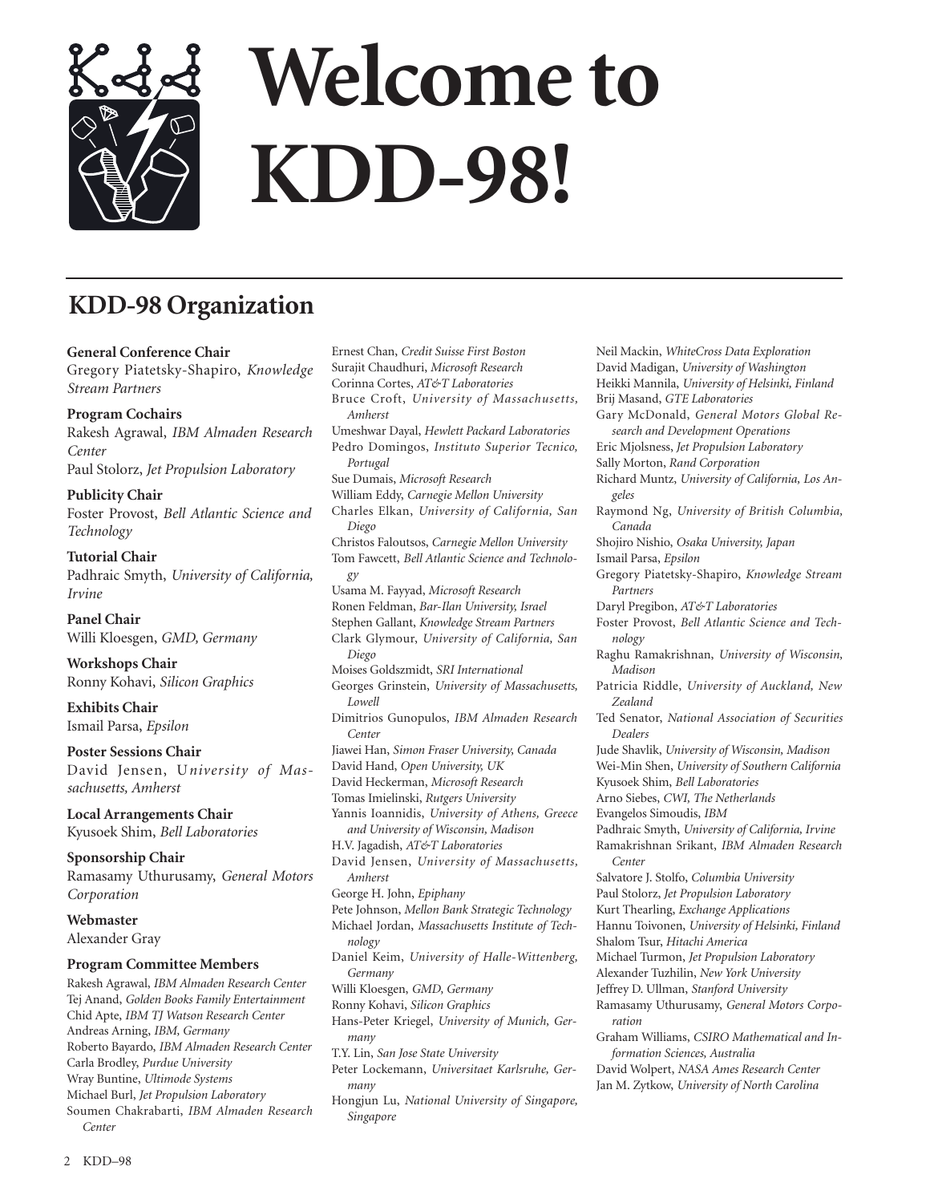# Welcome to KDD-98!

## KDD-98 Organization

**General Conference Chair**
Gregory Piatetsky-Shapiro, *Knowledge Stream Partners*

**Program Cochairs**
Rakesh Agrawal, *IBM Almaden Research Center*
Paul Stolorz, *Jet Propulsion Laboratory*

**Publicity Chair**
Foster Provost, *Bell Atlantic Science and Technology*

**Tutorial Chair**
Padhraic Smyth, *University of California, Irvine*

**Panel Chair**
Willi Kloesgen, *GMD, Germany*

**Workshops Chair**
Ronny Kohavi, *Silicon Graphics*

**Exhibits Chair**
Ismail Parsa, *Epsilon*

**Poster Sessions Chair**
David Jensen, *University of Massachusetts, Amherst*

**Local Arrangements Chair**
Kyusoek Shim, *Bell Laboratories*

**Sponsorship Chair**
Ramasamy Uthurusamy, *General Motors Corporation*

**Webmaster**
Alexander Gray

**Program Committee Members**

Rakesh Agrawal, *IBM Almaden Research Center*
Tej Anand, *Golden Books Family Entertainment*
Chid Apte, *IBM TJ Watson Research Center*
Andreas Arning, *IBM, Germany*
Roberto Bayardo, *IBM Almaden Research Center*
Carla Brodley, *Purdue University*
Wray Buntine, *Ultimode Systems*
Michael Burl, *Jet Propulsion Laboratory*
Soumen Chakrabarti, *IBM Almaden Research Center*
Ernest Chan, *Credit Suisse First Boston*
Surajit Chaudhuri, *Microsoft Research*
Corinna Cortes, *AT&T Laboratories*
Bruce Croft, *University of Massachusetts, Amherst*
Umeshwar Dayal, *Hewlett Packard Laboratories*
Pedro Domingos, *Instituto Superior Tecnico, Portugal*
Sue Dumais, *Microsoft Research*
William Eddy, *Carnegie Mellon University*
Charles Elkan, *University of California, San Diego*
Christos Faloutsos, *Carnegie Mellon University*
Tom Fawcett, *Bell Atlantic Science and Technology*
Usama M. Fayyad, *Microsoft Research*
Ronen Feldman, *Bar-Ilan University, Israel*
Stephen Gallant, *Knowledge Stream Partners*
Clark Glymour, *University of California, San Diego*
Moises Goldszmidt, *SRI International*
Georges Grinstein, *University of Massachusetts, Lowell*
Dimitrios Gunopulos, *IBM Almaden Research Center*
Jiawei Han, *Simon Fraser University, Canada*
David Hand, *Open University, UK*
David Heckerman, *Microsoft Research*
Tomas Imielinski, *Rutgers University*
Yannis Ioannidis, *University of Athens, Greece and University of Wisconsin, Madison*
H.V. Jagadish, *AT&T Laboratories*
David Jensen, *University of Massachusetts, Amherst*
George H. John, *Epiphany*
Pete Johnson, *Mellon Bank Strategic Technology*
Michael Jordan, *Massachusetts Institute of Technology*
Daniel Keim, *University of Halle-Wittenberg, Germany*
Willi Kloesgen, *GMD, Germany*
Ronny Kohavi, *Silicon Graphics*
Hans-Peter Kriegel, *University of Munich, Germany*
T.Y. Lin, *San Jose State University*
Peter Lockemann, *Universitaet Karlsruhe, Germany*
Hongjun Lu, *National University of Singapore, Singapore*
Neil Mackin, *WhiteCross Data Exploration*
David Madigan, *University of Washington*
Heikki Mannila, *University of Helsinki, Finland*
Brij Masand, *GTE Laboratories*
Gary McDonald, *General Motors Global Research and Development Operations*
Eric Mjolsness, *Jet Propulsion Laboratory*
Sally Morton, *Rand Corporation*
Richard Muntz, *University of California, Los Angeles*
Raymond Ng, *University of British Columbia, Canada*
Shojiro Nishio, *Osaka University, Japan*
Ismail Parsa, *Epsilon*
Gregory Piatetsky-Shapiro, *Knowledge Stream Partners*
Daryl Pregibon, *AT&T Laboratories*
Foster Provost, *Bell Atlantic Science and Technology*
Raghu Ramakrishnan, *University of Wisconsin, Madison*
Patricia Riddle, *University of Auckland, New Zealand*
Ted Senator, *National Association of Securities Dealers*
Jude Shavlik, *University of Wisconsin, Madison*
Wei-Min Shen, *University of Southern California*
Kyusoek Shim, *Bell Laboratories*
Arno Siebes, *CWI, The Netherlands*
Evangelos Simoudis, *IBM*
Padhraic Smyth, *University of California, Irvine*
Ramakrishnan Srikant, *IBM Almaden Research Center*
Salvatore J. Stolfo, *Columbia University*
Paul Stolorz, *Jet Propulsion Laboratory*
Kurt Thearling, *Exchange Applications*
Hannu Toivonen, *University of Helsinki, Finland*
Shalom Tsur, *Hitachi America*
Michael Turmon, *Jet Propulsion Laboratory*
Alexander Tuzhilin, *New York University*
Jeffrey D. Ullman, *Stanford University*
Ramasamy Uthurusamy, *General Motors Corporation*
Graham Williams, *CSIRO Mathematical and Information Sciences, Australia*
David Wolpert, *NASA Ames Research Center*
Jan M. Zytkow, *University of North Carolina*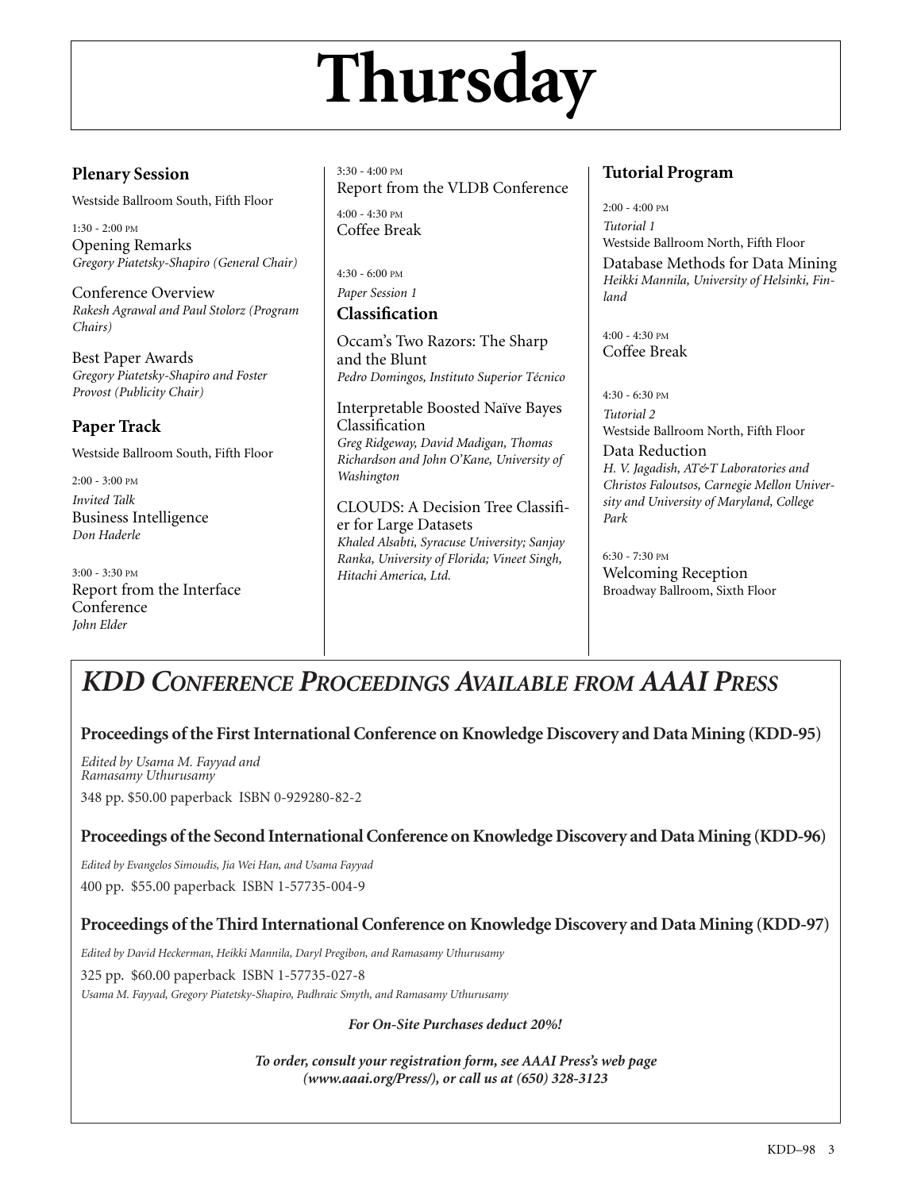# Thursday

## Plenary Session

Westside Ballroom South, Fifth Floor

1:30 - 2:00 PM
Opening Remarks
*Gregory Piatetsky-Shapiro (General Chair)*

Conference Overview
*Rakesh Agrawal and Paul Stolorz (Program Chairs)*

Best Paper Awards
*Gregory Piatetsky-Shapiro and Foster Provost (Publicity Chair)*

## Paper Track

Westside Ballroom South, Fifth Floor

2:00 - 3:00 PM
*Invited Talk*
Business Intelligence
*Don Haderle*

3:00 - 3:30 PM
Report from the Interface Conference
*John Elder*

3:30 - 4:00 PM
Report from the VLDB Conference

4:00 - 4:30 PM
Coffee Break

4:30 - 6:00 PM
*Paper Session 1*

### Classification

Occam's Two Razors: The Sharp and the Blunt
*Pedro Domingos, Instituto Superior Técnico*

Interpretable Boosted Naïve Bayes Classification
*Greg Ridgeway, David Madigan, Thomas Richardson and John O'Kane, University of Washington*

CLOUDS: A Decision Tree Classifier for Large Datasets
*Khaled Alsabti, Syracuse University; Sanjay Ranka, University of Florida; Vineet Singh, Hitachi America, Ltd.*

## Tutorial Program

2:00 - 4:00 PM
*Tutorial 1*
Westside Ballroom North, Fifth Floor
Database Methods for Data Mining
*Heikki Mannila, University of Helsinki, Finland*

4:00 - 4:30 PM
Coffee Break

4:30 - 6:30 PM
*Tutorial 2*
Westside Ballroom North, Fifth Floor
Data Reduction
*H. V. Jagadish, AT&T Laboratories and Christos Faloutsos, Carnegie Mellon University and University of Maryland, College Park*

6:30 - 7:30 PM
Welcoming Reception
Broadway Ballroom, Sixth Floor

## *KDD Conference Proceedings Available from AAAI Press*

**Proceedings of the First International Conference on Knowledge Discovery and Data Mining (KDD-95)**

*Edited by Usama M. Fayyad and Ramasamy Uthurusamy*

348 pp. $50.00 paperback ISBN 0-929280-82-2

**Proceedings of the Second International Conference on Knowledge Discovery and Data Mining (KDD-96)**

*Edited by Evangelos Simoudis, Jia Wei Han, and Usama Fayyad*

400 pp. $55.00 paperback ISBN 1-57735-004-9

**Proceedings of the Third International Conference on Knowledge Discovery and Data Mining (KDD-97)**

*Edited by David Heckerman, Heikki Mannila, Daryl Pregibon, and Ramasamy Uthurusamy*

325 pp. $60.00 paperback ISBN 1-57735-027-8

*Usama M. Fayyad, Gregory Piatetsky-Shapiro, Padhraic Smyth, and Ramasamy Uthurusamy*

***For On-Site Purchases deduct 20%!***

***To order, consult your registration form, see AAAI Press's web page (www.aaai.org/Press/), or call us at (650) 328-3123***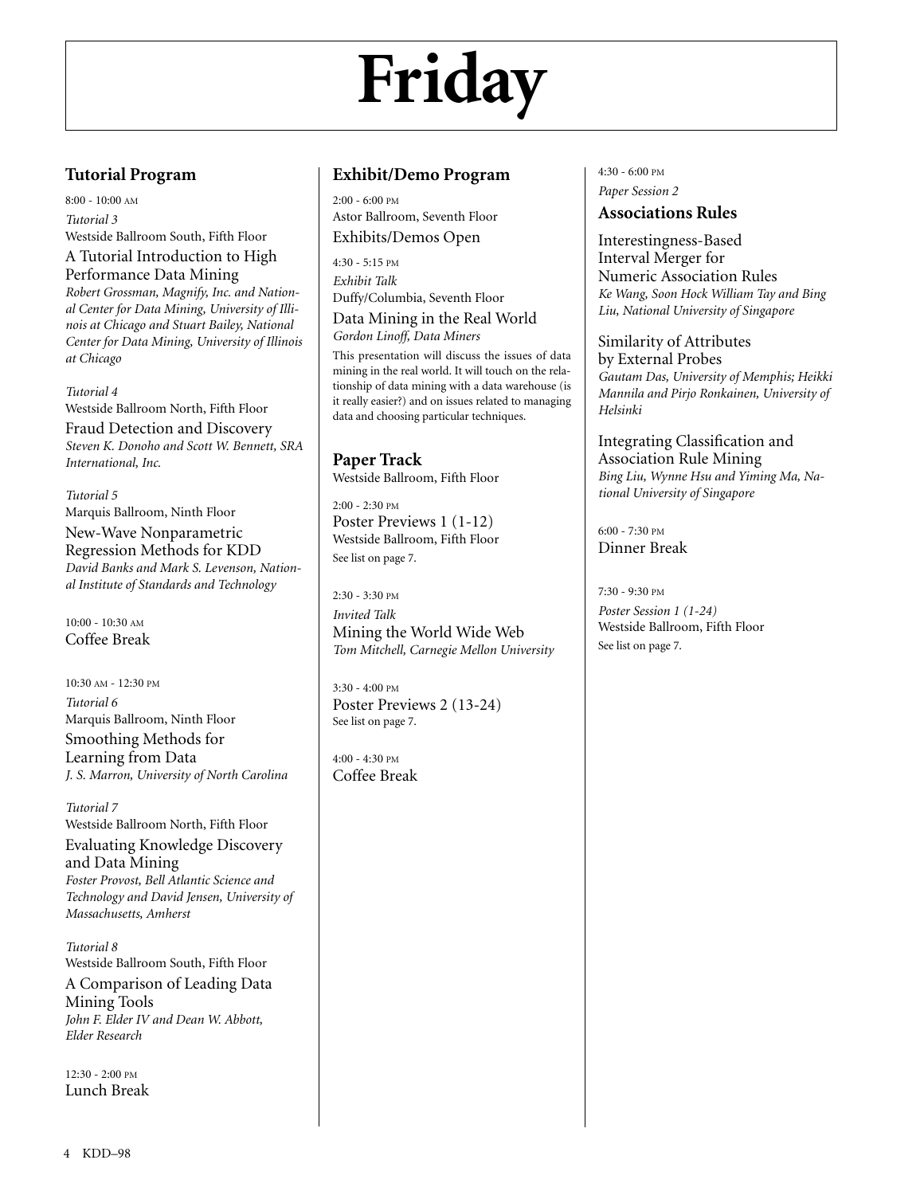# Friday

## Tutorial Program

8:00 - 10:00 AM

*Tutorial 3*

Westside Ballroom South, Fifth Floor

A Tutorial Introduction to High Performance Data Mining

*Robert Grossman, Magnify, Inc. and National Center for Data Mining, University of Illinois at Chicago and Stuart Bailey, National Center for Data Mining, University of Illinois at Chicago*

*Tutorial 4*

Westside Ballroom North, Fifth Floor

Fraud Detection and Discovery

*Steven K. Donoho and Scott W. Bennett, SRA International, Inc.*

*Tutorial 5*

Marquis Ballroom, Ninth Floor

New-Wave Nonparametric Regression Methods for KDD

*David Banks and Mark S. Levenson, National Institute of Standards and Technology*

10:00 - 10:30 AM

Coffee Break

10:30 AM - 12:30 PM

*Tutorial 6*

Marquis Ballroom, Ninth Floor

Smoothing Methods for Learning from Data

*J. S. Marron, University of North Carolina*

*Tutorial 7*

Westside Ballroom North, Fifth Floor

Evaluating Knowledge Discovery and Data Mining

*Foster Provost, Bell Atlantic Science and Technology and David Jensen, University of Massachusetts, Amherst*

*Tutorial 8*

Westside Ballroom South, Fifth Floor

A Comparison of Leading Data Mining Tools

*John F. Elder IV and Dean W. Abbott, Elder Research*

12:30 - 2:00 PM

Lunch Break

## Exhibit/Demo Program

2:00 - 6:00 PM

Astor Ballroom, Seventh Floor

Exhibits/Demos Open

4:30 - 5:15 PM

*Exhibit Talk*

Duffy/Columbia, Seventh Floor

Data Mining in the Real World

*Gordon Linoff, Data Miners*

This presentation will discuss the issues of data mining in the real world. It will touch on the relationship of data mining with a data warehouse (is it really easier?) and on issues related to managing data and choosing particular techniques.

## Paper Track

Westside Ballroom, Fifth Floor

2:00 - 2:30 PM

Poster Previews 1 (1-12)

Westside Ballroom, Fifth Floor

See list on page 7.

2:30 - 3:30 PM

*Invited Talk*

Mining the World Wide Web

*Tom Mitchell, Carnegie Mellon University*

3:30 - 4:00 PM

Poster Previews 2 (13-24)

See list on page 7.

4:00 - 4:30 PM

Coffee Break

4:30 - 6:00 PM

*Paper Session 2*

### Associations Rules

Interestingness-Based Interval Merger for Numeric Association Rules

*Ke Wang, Soon Hock William Tay and Bing Liu, National University of Singapore*

Similarity of Attributes by External Probes

*Gautam Das, University of Memphis; Heikki Mannila and Pirjo Ronkainen, University of Helsinki*

Integrating Classification and Association Rule Mining

*Bing Liu, Wynne Hsu and Yiming Ma, National University of Singapore*

6:00 - 7:30 PM

Dinner Break

7:30 - 9:30 PM

*Poster Session 1 (1-24)*

Westside Ballroom, Fifth Floor

See list on page 7.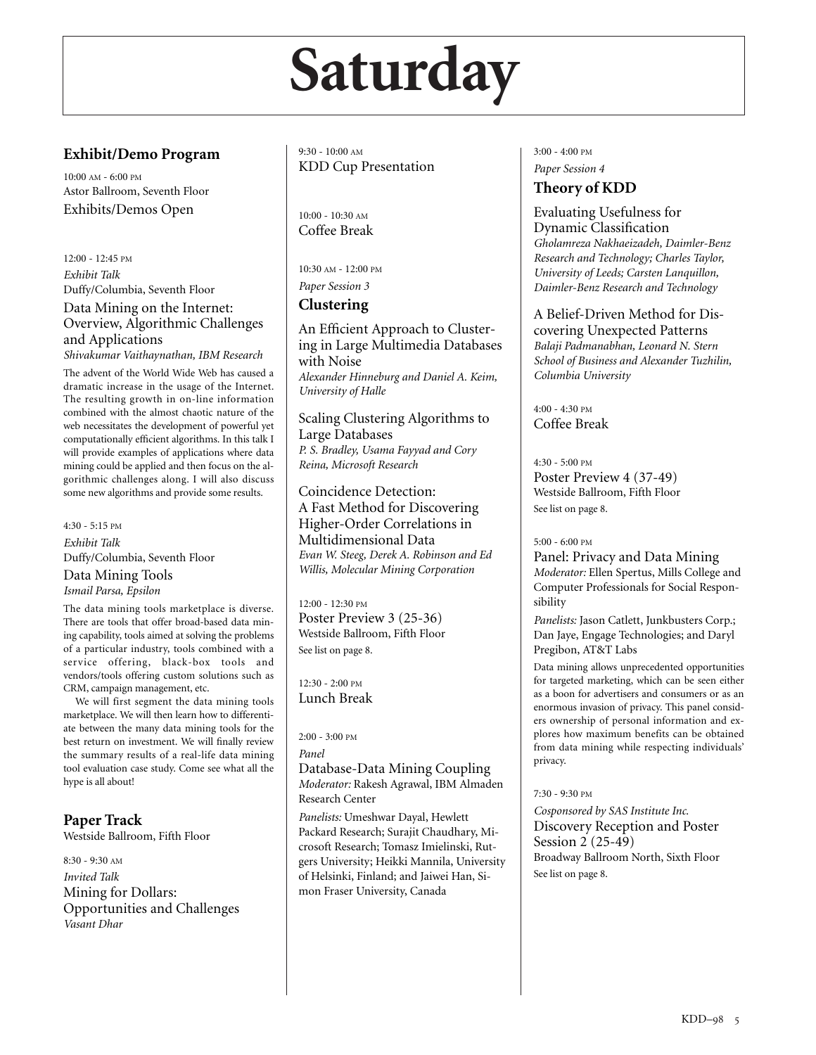# Saturday

## Exhibit/Demo Program

10:00 AM - 6:00 PM
Astor Ballroom, Seventh Floor
Exhibits/Demos Open

12:00 - 12:45 PM
*Exhibit Talk*
Duffy/Columbia, Seventh Floor

### Data Mining on the Internet: Overview, Algorithmic Challenges and Applications

*Shivakumar Vaithaynathan, IBM Research*

The advent of the World Wide Web has caused a dramatic increase in the usage of the Internet. The resulting growth in on-line information combined with the almost chaotic nature of the web necessitates the development of powerful yet computationally efficient algorithms. In this talk I will provide examples of applications where data mining could be applied and then focus on the algorithmic challenges along. I will also discuss some new algorithms and provide some results.

4:30 - 5:15 PM
*Exhibit Talk*
Duffy/Columbia, Seventh Floor

### Data Mining Tools

*Ismail Parsa, Epsilon*

The data mining tools marketplace is diverse. There are tools that offer broad-based data mining capability, tools aimed at solving the problems of a particular industry, tools combined with a service offering, black-box tools and vendors/tools offering custom solutions such as CRM, campaign management, etc.

We will first segment the data mining tools marketplace. We will then learn how to differentiate between the many data mining tools for the best return on investment. We will finally review the summary results of a real-life data mining tool evaluation case study. Come see what all the hype is all about!

## Paper Track

Westside Ballroom, Fifth Floor

8:30 - 9:30 AM
*Invited Talk*

### Mining for Dollars: Opportunities and Challenges

*Vasant Dhar*

9:30 - 10:00 AM
KDD Cup Presentation

10:00 - 10:30 AM
Coffee Break

10:30 AM - 12:00 PM
*Paper Session 3*

### Clustering

An Efficient Approach to Clustering in Large Multimedia Databases with Noise
*Alexander Hinneburg and Daniel A. Keim, University of Halle*

Scaling Clustering Algorithms to Large Databases
*P. S. Bradley, Usama Fayyad and Cory Reina, Microsoft Research*

Coincidence Detection: A Fast Method for Discovering Higher-Order Correlations in Multidimensional Data
*Evan W. Steeg, Derek A. Robinson and Ed Willis, Molecular Mining Corporation*

12:00 - 12:30 PM
Poster Preview 3 (25-36)
Westside Ballroom, Fifth Floor
See list on page 8.

12:30 - 2:00 PM
Lunch Break

2:00 - 3:00 PM
*Panel*

### Database-Data Mining Coupling

*Moderator:* Rakesh Agrawal, IBM Almaden Research Center

*Panelists:* Umeshwar Dayal, Hewlett Packard Research; Surajit Chaudhary, Microsoft Research; Tomasz Imielinski, Rutgers University; Heikki Mannila, University of Helsinki, Finland; and Jaiwei Han, Simon Fraser University, Canada

3:00 - 4:00 PM
*Paper Session 4*

### Theory of KDD

Evaluating Usefulness for Dynamic Classification
*Gholamreza Nakhaeizadeh, Daimler-Benz Research and Technology; Charles Taylor, University of Leeds; Carsten Lanquillon, Daimler-Benz Research and Technology*

A Belief-Driven Method for Discovering Unexpected Patterns
*Balaji Padmanabhan, Leonard N. Stern School of Business and Alexander Tuzhilin, Columbia University*

4:00 - 4:30 PM
Coffee Break

4:30 - 5:00 PM
Poster Preview 4 (37-49)
Westside Ballroom, Fifth Floor
See list on page 8.

5:00 - 6:00 PM

### Panel: Privacy and Data Mining

*Moderator:* Ellen Spertus, Mills College and Computer Professionals for Social Responsibility

*Panelists:* Jason Catlett, Junkbusters Corp.; Dan Jaye, Engage Technologies; and Daryl Pregibon, AT&T Labs

Data mining allows unprecedented opportunities for targeted marketing, which can be seen either as a boon for advertisers and consumers or as an enormous invasion of privacy. This panel considers ownership of personal information and explores how maximum benefits can be obtained from data mining while respecting individuals' privacy.

7:30 - 9:30 PM
*Cosponsored by SAS Institute Inc.*

### Discovery Reception and Poster Session 2 (25-49)

Broadway Ballroom North, Sixth Floor
See list on page 8.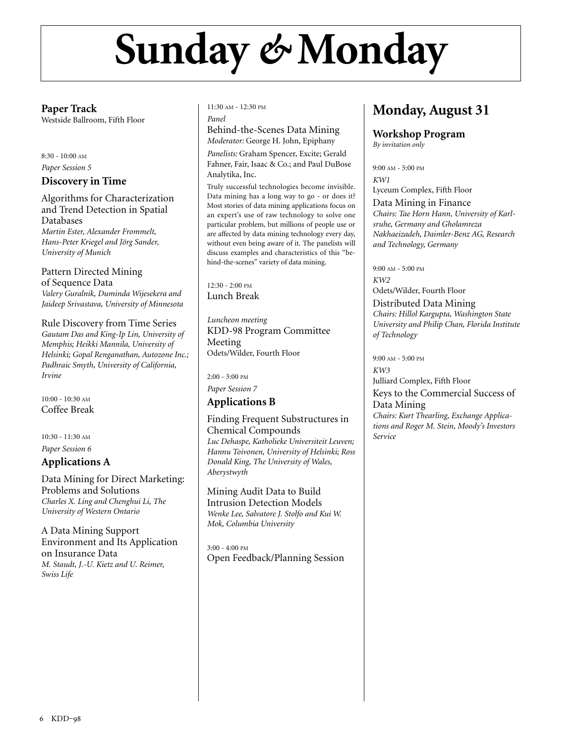# Sunday & Monday

## Paper Track

Westside Ballroom, Fifth Floor

8:30 - 10:00 AM

*Paper Session 5*

### Discovery in Time

Algorithms for Characterization and Trend Detection in Spatial Databases
*Martin Ester, Alexander Frommelt, Hans-Peter Kriegel and Jörg Sander, University of Munich*

Pattern Directed Mining of Sequence Data
*Valery Guralnik, Duminda Wijesekera and Jaideep Srivastava, University of Minnesota*

Rule Discovery from Time Series
*Gautam Das and King-Ip Lin, University of Memphis; Heikki Mannila, University of Helsinki; Gopal Renganathan, Autozone Inc.; Padhraic Smyth, University of California, Irvine*

10:00 - 10:30 AM

Coffee Break

10:30 - 11:30 AM

*Paper Session 6*

### Applications A

Data Mining for Direct Marketing: Problems and Solutions
*Charles X. Ling and Chenghui Li, The University of Western Ontario*

A Data Mining Support Environment and Its Application on Insurance Data
*M. Staudt, J.-U. Kietz and U. Reimer, Swiss Life*

11:30 AM - 12:30 PM

*Panel*

Behind-the-Scenes Data Mining
*Moderator:* George H. John, Epiphany

*Panelists:* Graham Spencer, Excite; Gerald Fahner, Fair, Isaac & Co.; and Paul DuBose Analytika, Inc.

Truly successful technologies become invisible. Data mining has a long way to go - or does it? Most stories of data mining applications focus on an expert's use of raw technology to solve one particular problem, but millions of people use or are affected by data mining technology every day, without even being aware of it. The panelists will discuss examples and characteristics of this "behind-the-scenes" variety of data mining.

12:30 - 2:00 PM

Lunch Break

*Luncheon meeting*

KDD-98 Program Committee Meeting
Odets/Wilder, Fourth Floor

2:00 - 3:00 PM

*Paper Session 7*

### Applications B

Finding Frequent Substructures in Chemical Compounds
*Luc Dehaspe, Katholieke Universiteit Leuven; Hannu Toivonen, University of Helsinki; Ross Donald King, The University of Wales, Aberystwyth*

Mining Audit Data to Build Intrusion Detection Models
*Wenke Lee, Salvatore J. Stolfo and Kui W. Mok, Columbia University*

3:00 - 4:00 PM

Open Feedback/Planning Session

## Monday, August 31

### Workshop Program

*By invitation only*

9:00 AM - 5:00 PM

*KW1*

Lyceum Complex, Fifth Floor

Data Mining in Finance
*Chairs: Tae Horn Hann, University of Karlsruhe, Germany and Gholamreza Nakhaeizadeh, Daimler-Benz AG, Research and Technology, Germany*

9:00 AM - 5:00 PM

*KW2*

Odets/Wilder, Fourth Floor

Distributed Data Mining
*Chairs: Hillol Kargupta, Washington State University and Philip Chan, Florida Institute of Technology*

9:00 AM - 5:00 PM

*KW3*

Julliard Complex, Fifth Floor

Keys to the Commercial Success of Data Mining
*Chairs: Kurt Thearling, Exchange Applications and Roger M. Stein, Moody's Investors Service*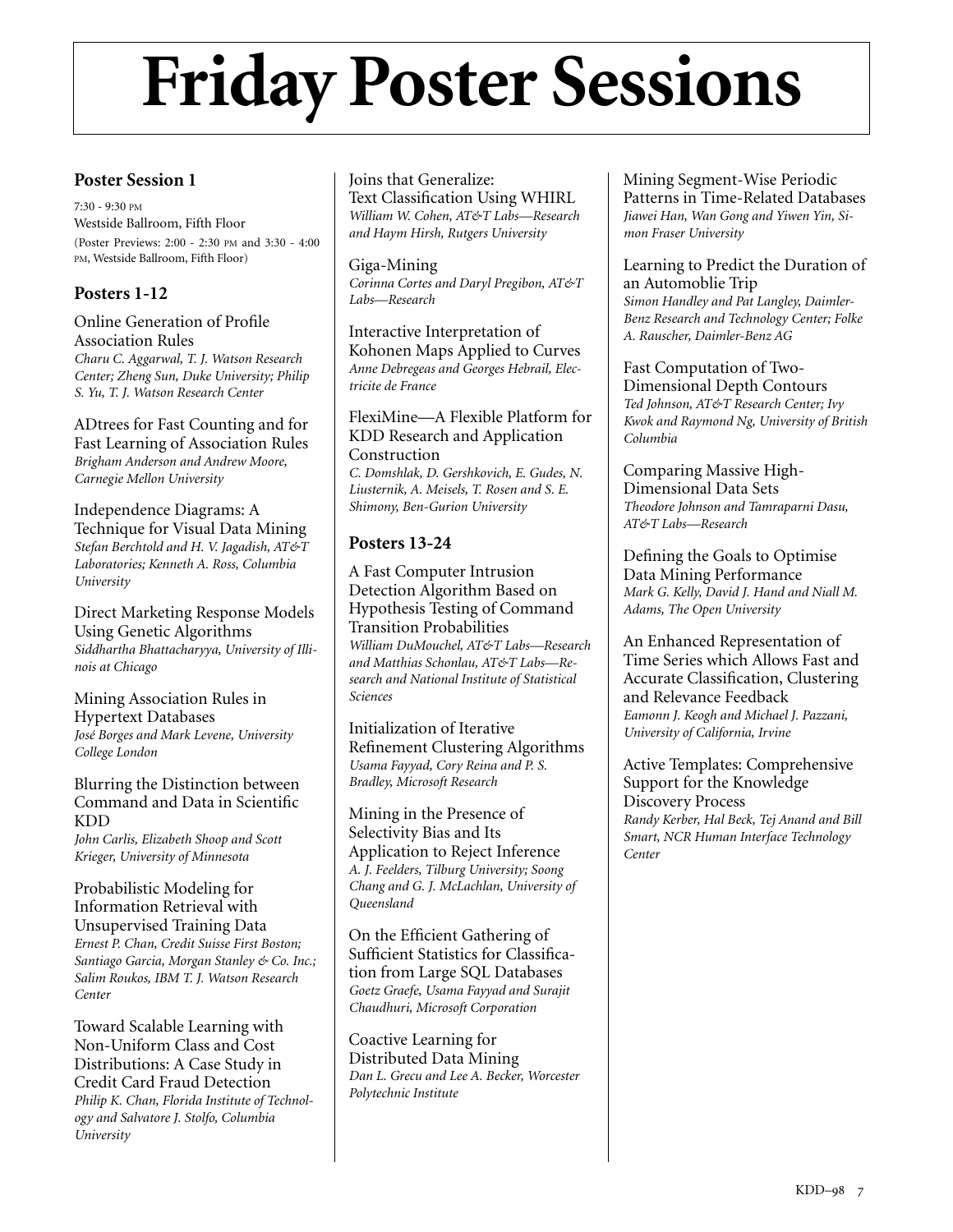# Friday Poster Sessions

## Poster Session 1

7:30 - 9:30 PM
Westside Ballroom, Fifth Floor
(Poster Previews: 2:00 - 2:30 PM and 3:30 - 4:00 PM, Westside Ballroom, Fifth Floor)

### Posters 1-12

Online Generation of Profile Association Rules
*Charu C. Aggarwal, T. J. Watson Research Center; Zheng Sun, Duke University; Philip S. Yu, T. J. Watson Research Center*

ADtrees for Fast Counting and for Fast Learning of Association Rules
*Brigham Anderson and Andrew Moore, Carnegie Mellon University*

Independence Diagrams: A Technique for Visual Data Mining
*Stefan Berchtold and H. V. Jagadish, AT&T Laboratories; Kenneth A. Ross, Columbia University*

Direct Marketing Response Models Using Genetic Algorithms
*Siddhartha Bhattacharyya, University of Illinois at Chicago*

Mining Association Rules in Hypertext Databases
*José Borges and Mark Levene, University College London*

Blurring the Distinction between Command and Data in Scientific KDD
*John Carlis, Elizabeth Shoop and Scott Krieger, University of Minnesota*

Probabilistic Modeling for Information Retrieval with Unsupervised Training Data
*Ernest P. Chan, Credit Suisse First Boston; Santiago Garcia, Morgan Stanley & Co. Inc.; Salim Roukos, IBM T. J. Watson Research Center*

Toward Scalable Learning with Non-Uniform Class and Cost Distributions: A Case Study in Credit Card Fraud Detection
*Philip K. Chan, Florida Institute of Technology and Salvatore J. Stolfo, Columbia University*

Joins that Generalize: Text Classification Using WHIRL
*William W. Cohen, AT&T Labs—Research and Haym Hirsh, Rutgers University*

Giga-Mining
*Corinna Cortes and Daryl Pregibon, AT&T Labs—Research*

Interactive Interpretation of Kohonen Maps Applied to Curves
*Anne Debregeas and Georges Hebrail, Electricite de France*

FlexiMine—A Flexible Platform for KDD Research and Application Construction
*C. Domshlak, D. Gershkovich, E. Gudes, N. Liusternik, A. Meisels, T. Rosen and S. E. Shimony, Ben-Gurion University*

### Posters 13-24

A Fast Computer Intrusion Detection Algorithm Based on Hypothesis Testing of Command Transition Probabilities
*William DuMouchel, AT&T Labs—Research and Matthias Schonlau, AT&T Labs—Research and National Institute of Statistical Sciences*

Initialization of Iterative Refinement Clustering Algorithms
*Usama Fayyad, Cory Reina and P. S. Bradley, Microsoft Research*

Mining in the Presence of Selectivity Bias and Its Application to Reject Inference
*A. J. Feelders, Tilburg University; Soong Chang and G. J. McLachlan, University of Queensland*

On the Efficient Gathering of Sufficient Statistics for Classification from Large SQL Databases
*Goetz Graefe, Usama Fayyad and Surajit Chaudhuri, Microsoft Corporation*

Coactive Learning for Distributed Data Mining
*Dan L. Grecu and Lee A. Becker, Worcester Polytechnic Institute*

Mining Segment-Wise Periodic Patterns in Time-Related Databases
*Jiawei Han, Wan Gong and Yiwen Yin, Simon Fraser University*

Learning to Predict the Duration of an Automoblie Trip
*Simon Handley and Pat Langley, Daimler-Benz Research and Technology Center; Folke A. Rauscher, Daimler-Benz AG*

Fast Computation of Two-Dimensional Depth Contours
*Ted Johnson, AT&T Research Center; Ivy Kwok and Raymond Ng, University of British Columbia*

Comparing Massive High-Dimensional Data Sets
*Theodore Johnson and Tamraparni Dasu, AT&T Labs—Research*

Defining the Goals to Optimise Data Mining Performance
*Mark G. Kelly, David J. Hand and Niall M. Adams, The Open University*

An Enhanced Representation of Time Series which Allows Fast and Accurate Classification, Clustering and Relevance Feedback
*Eamonn J. Keogh and Michael J. Pazzani, University of California, Irvine*

Active Templates: Comprehensive Support for the Knowledge Discovery Process
*Randy Kerber, Hal Beck, Tej Anand and Bill Smart, NCR Human Interface Technology Center*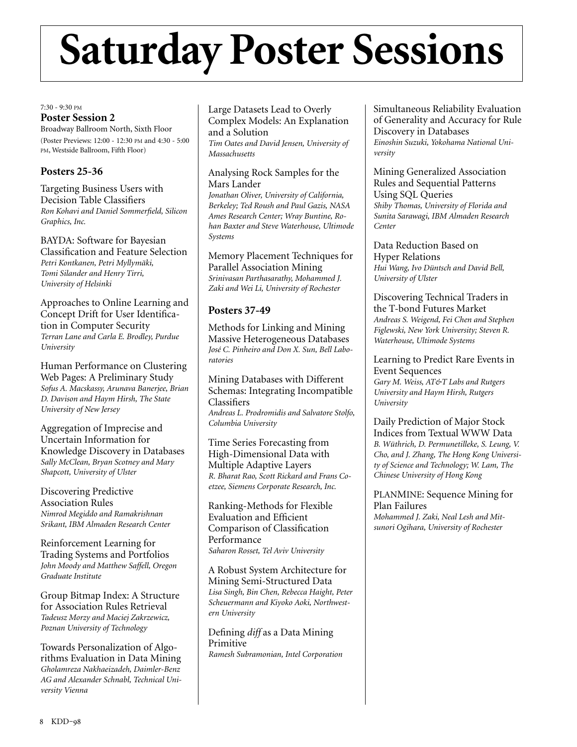# Saturday Poster Sessions

7:30 - 9:30 PM

**Poster Session 2**

Broadway Ballroom North, Sixth Floor

(Poster Previews: 12:00 - 12:30 PM and 4:30 - 5:00 PM, Westside Ballroom, Fifth Floor)

## Posters 25-36

Targeting Business Users with Decision Table Classifiers
*Ron Kohavi and Daniel Sommerfield, Silicon Graphics, Inc.*

BAYDA: Software for Bayesian Classification and Feature Selection
*Petri Kontkanen, Petri Myllymäki, Tomi Silander and Henry Tirri, University of Helsinki*

Approaches to Online Learning and Concept Drift for User Identification in Computer Security
*Terran Lane and Carla E. Brodley, Purdue University*

Human Performance on Clustering Web Pages: A Preliminary Study
*Sofus A. Macskassy, Arunava Banerjee, Brian D. Davison and Haym Hirsh, The State University of New Jersey*

Aggregation of Imprecise and Uncertain Information for Knowledge Discovery in Databases
*Sally McClean, Bryan Scotney and Mary Shapcott, University of Ulster*

Discovering Predictive Association Rules
*Nimrod Megiddo and Ramakrishnan Srikant, IBM Almaden Research Center*

Reinforcement Learning for Trading Systems and Portfolios
*John Moody and Matthew Saffell, Oregon Graduate Institute*

Group Bitmap Index: A Structure for Association Rules Retrieval
*Tadeusz Morzy and Maciej Zakrzewicz, Poznan University of Technology*

Towards Personalization of Algorithms Evaluation in Data Mining
*Gholamreza Nakhaeizadeh, Daimler-Benz AG and Alexander Schnabl, Technical University Vienna*

Large Datasets Lead to Overly Complex Models: An Explanation and a Solution
*Tim Oates and David Jensen, University of Massachusetts*

Analysing Rock Samples for the Mars Lander
*Jonathan Oliver, University of California, Berkeley; Ted Roush and Paul Gazis, NASA Ames Research Center; Wray Buntine, Rohan Baxter and Steve Waterhouse, Ultimode Systems*

Memory Placement Techniques for Parallel Association Mining
*Srinivasan Parthasarathy, Mohammed J. Zaki and Wei Li, University of Rochester*

## Posters 37-49

Methods for Linking and Mining Massive Heterogeneous Databases
*José C. Pinheiro and Don X. Sun, Bell Laboratories*

Mining Databases with Different Schemas: Integrating Incompatible Classifiers
*Andreas L. Prodromidis and Salvatore Stolfo, Columbia University*

Time Series Forecasting from High-Dimensional Data with Multiple Adaptive Layers
*R. Bharat Rao, Scott Rickard and Frans Coetzee, Siemens Corporate Research, Inc.*

Ranking-Methods for Flexible Evaluation and Efficient Comparison of Classification Performance
*Saharon Rosset, Tel Aviv University*

A Robust System Architecture for Mining Semi-Structured Data
*Lisa Singh, Bin Chen, Rebecca Haight, Peter Scheuermann and Kiyoko Aoki, Northwestern University*

Defining *diff* as a Data Mining Primitive
*Ramesh Subramonian, Intel Corporation*

Simultaneous Reliability Evaluation of Generality and Accuracy for Rule Discovery in Databases
*Einoshin Suzuki, Yokohama National University*

Mining Generalized Association Rules and Sequential Patterns Using SQL Queries
*Shiby Thomas, University of Florida and Sunita Sarawagi, IBM Almaden Research Center*

Data Reduction Based on Hyper Relations
*Hui Wang, Ivo Düntsch and David Bell, University of Ulster*

Discovering Technical Traders in the T-bond Futures Market
*Andreas S. Weigend, Fei Chen and Stephen Figlewski, New York University; Steven R. Waterhouse, Ultimode Systems*

Learning to Predict Rare Events in Event Sequences
*Gary M. Weiss, AT&T Labs and Rutgers University and Haym Hirsh, Rutgers University*

Daily Prediction of Major Stock Indices from Textual WWW Data
*B. Wüthrich, D. Permunetilleke, S. Leung, V. Cho, and J. Zhang, The Hong Kong University of Science and Technology; W. Lam, The Chinese University of Hong Kong*

PLANMINE: Sequence Mining for Plan Failures
*Mohammed J. Zaki, Neal Lesh and Mitsunori Ogihara, University of Rochester*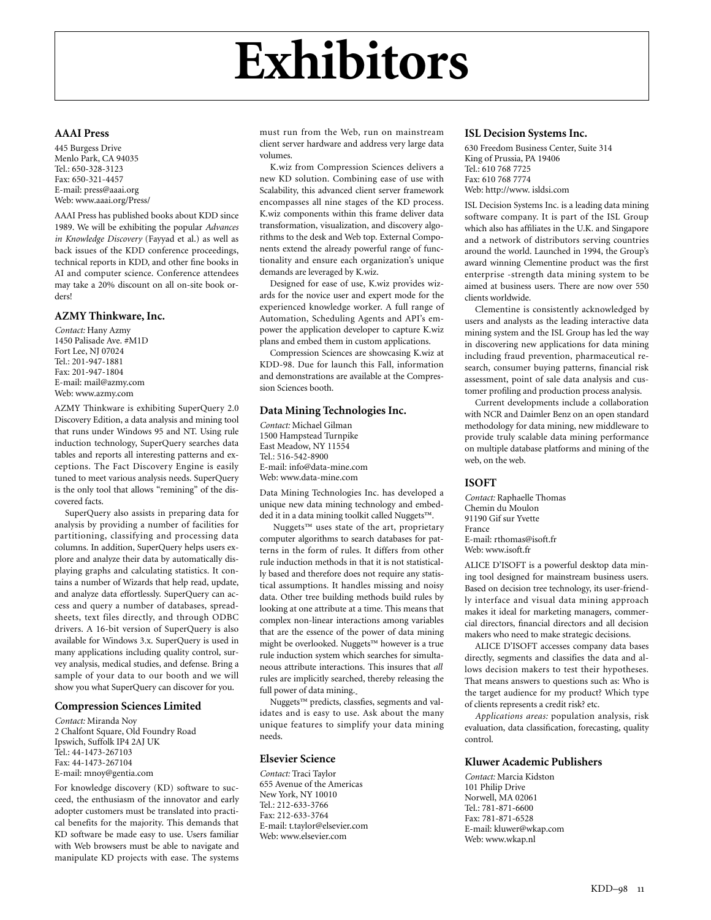# Exhibitors

### AAAI Press

445 Burgess Drive
Menlo Park, CA 94035
Tel.: 650-328-3123
Fax: 650-321-4457
E-mail: press@aaai.org
Web: www.aaai.org/Press/

AAAI Press has published books about KDD since 1989. We will be exhibiting the popular *Advances in Knowledge Discovery* (Fayyad et al.) as well as back issues of the KDD conference proceedings, technical reports in KDD, and other fine books in AI and computer science. Conference attendees may take a 20% discount on all on-site book orders!

### AZMY Thinkware, Inc.

*Contact:* Hany Azmy
1450 Palisade Ave. #M1D
Fort Lee, NJ 07024
Tel.: 201-947-1881
Fax: 201-947-1804
E-mail: mail@azmy.com
Web: www.azmy.com

AZMY Thinkware is exhibiting SuperQuery 2.0 Discovery Edition, a data analysis and mining tool that runs under Windows 95 and NT. Using rule induction technology, SuperQuery searches data tables and reports all interesting patterns and exceptions. The Fact Discovery Engine is easily tuned to meet various analysis needs. SuperQuery is the only tool that allows "remining" of the discovered facts.

SuperQuery also assists in preparing data for analysis by providing a number of facilities for partitioning, classifying and processing data columns. In addition, SuperQuery helps users explore and analyze their data by automatically displaying graphs and calculating statistics. It contains a number of Wizards that help read, update, and analyze data effortlessly. SuperQuery can access and query a number of databases, spreadsheets, text files directly, and through ODBC drivers. A 16-bit version of SuperQuery is also available for Windows 3.x. SuperQuery is used in many applications including quality control, survey analysis, medical studies, and defense. Bring a sample of your data to our booth and we will show you what SuperQuery can discover for you.

### Compression Sciences Limited

*Contact:* Miranda Noy
2 Chalfont Square, Old Foundry Road
Ipswich, Suffolk IP4 2AJ UK
Tel.: 44-1473-267103
Fax: 44-1473-267104
E-mail: mnoy@gentia.com

For knowledge discovery (KD) software to succeed, the enthusiasm of the innovator and early adopter customers must be translated into practical benefits for the majority. This demands that KD software be made easy to use. Users familiar with Web browsers must be able to navigate and manipulate KD projects with ease. The systems must run from the Web, run on mainstream client server hardware and address very large data volumes.

K.wiz from Compression Sciences delivers a new KD solution. Combining ease of use with Scalability, this advanced client server framework encompasses all nine stages of the KD process. K.wiz components within this frame deliver data transformation, visualization, and discovery algorithms to the desk and Web top. External Components extend the already powerful range of functionality and ensure each organization's unique demands are leveraged by K.wiz.

Designed for ease of use, K.wiz provides wizards for the novice user and expert mode for the experienced knowledge worker. A full range of Automation, Scheduling Agents and API's empower the application developer to capture K.wiz plans and embed them in custom applications.

Compression Sciences are showcasing K.wiz at KDD-98. Due for launch this Fall, information and demonstrations are available at the Compression Sciences booth.

### Data Mining Technologies Inc.

*Contact:* Michael Gilman
1500 Hampstead Turnpike
East Meadow, NY 11554
Tel.: 516-542-8900
E-mail: info@data-mine.com
Web: www.data-mine.com

Data Mining Technologies Inc. has developed a unique new data mining technology and embedded it in a data mining toolkit called Nuggets™.

Nuggets™ uses state of the art, proprietary computer algorithms to search databases for patterns in the form of rules. It differs from other rule induction methods in that it is not statistically based and therefore does not require any statistical assumptions. It handles missing and noisy data. Other tree building methods build rules by looking at one attribute at a time. This means that complex non-linear interactions among variables that are the essence of the power of data mining might be overlooked. Nuggets™ however is a true rule induction system which searches for simultaneous attribute interactions. This insures that *all* rules are implicitly searched, thereby releasing the full power of data mining.

Nuggets™ predicts, classfies, segments and validates and is easy to use. Ask about the many unique features to simplify your data mining needs.

### Elsevier Science

*Contact:* Traci Taylor
655 Avenue of the Americas
New York, NY 10010
Tel.: 212-633-3766
Fax: 212-633-3764
E-mail: t.taylor@elsevier.com
Web: www.elsevier.com

### ISL Decision Systems Inc.

630 Freedom Business Center, Suite 314
King of Prussia, PA 19406
Tel.: 610 768 7725
Fax: 610 768 7774
Web: http://www. isldsi.com

ISL Decision Systems Inc. is a leading data mining software company. It is part of the ISL Group which also has affiliates in the U.K. and Singapore and a network of distributors serving countries around the world. Launched in 1994, the Group's award winning Clementine product was the first enterprise -strength data mining system to be aimed at business users. There are now over 550 clients worldwide.

Clementine is consistently acknowledged by users and analysts as the leading interactive data mining system and the ISL Group has led the way in discovering new applications for data mining including fraud prevention, pharmaceutical research, consumer buying patterns, financial risk assessment, point of sale data analysis and customer profiling and production process analysis.

Current developments include a collaboration with NCR and Daimler Benz on an open standard methodology for data mining, new middleware to provide truly scalable data mining performance on multiple database platforms and mining of the web, on the web.

### ISOFT

*Contact:* Raphaelle Thomas
Chemin du Moulon
91190 Gif sur Yvette
France
E-mail: rthomas@isoft.fr
Web: www.isoft.fr

ALICE D'ISOFT is a powerful desktop data mining tool designed for mainstream business users. Based on decision tree technology, its user-friendly interface and visual data mining approach makes it ideal for marketing managers, commercial directors, financial directors and all decision makers who need to make strategic decisions.

ALICE D'ISOFT accesses company data bases directly, segments and classifies the data and allows decision makers to test their hypotheses. That means answers to questions such as: Who is the target audience for my product? Which type of clients represents a credit risk? etc.

*Applications areas:* population analysis, risk evaluation, data classification, forecasting, quality control.

### Kluwer Academic Publishers

*Contact:* Marcia Kidston
101 Philip Drive
Norwell, MA 02061
Tel.: 781-871-6600
Fax: 781-871-6528
E-mail: kluwer@wkap.com
Web: www.wkap.nl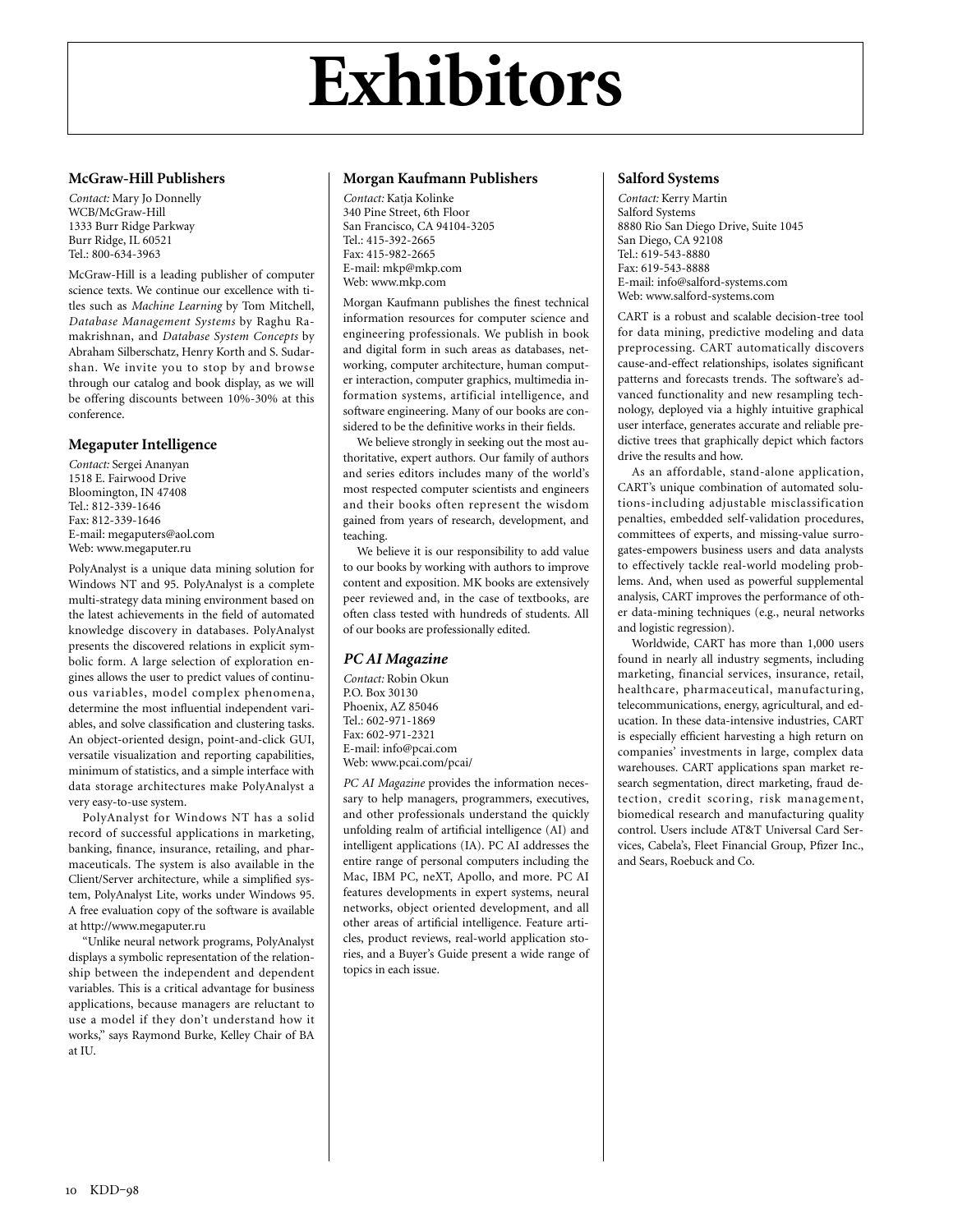# Exhibitors

### McGraw-Hill Publishers

*Contact:* Mary Jo Donnelly
WCB/McGraw-Hill
1333 Burr Ridge Parkway
Burr Ridge, IL 60521
Tel.: 800-634-3963

McGraw-Hill is a leading publisher of computer science texts. We continue our excellence with titles such as *Machine Learning* by Tom Mitchell, *Database Management Systems* by Raghu Ramakrishnan, and *Database System Concepts* by Abraham Silberschatz, Henry Korth and S. Sudarshan. We invite you to stop by and browse through our catalog and book display, as we will be offering discounts between 10%-30% at this conference.

### Megaputer Intelligence

*Contact:* Sergei Ananyan
1518 E. Fairwood Drive
Bloomington, IN 47408
Tel.: 812-339-1646
Fax: 812-339-1646
E-mail: megaputers@aol.com
Web: www.megaputer.ru

PolyAnalyst is a unique data mining solution for Windows NT and 95. PolyAnalyst is a complete multi-strategy data mining environment based on the latest achievements in the field of automated knowledge discovery in databases. PolyAnalyst presents the discovered relations in explicit symbolic form. A large selection of exploration engines allows the user to predict values of continuous variables, model complex phenomena, determine the most influential independent variables, and solve classification and clustering tasks. An object-oriented design, point-and-click GUI, versatile visualization and reporting capabilities, minimum of statistics, and a simple interface with data storage architectures make PolyAnalyst a very easy-to-use system.

PolyAnalyst for Windows NT has a solid record of successful applications in marketing, banking, finance, insurance, retailing, and pharmaceuticals. The system is also available in the Client/Server architecture, while a simplified system, PolyAnalyst Lite, works under Windows 95. A free evaluation copy of the software is available at http://www.megaputer.ru

"Unlike neural network programs, PolyAnalyst displays a symbolic representation of the relationship between the independent and dependent variables. This is a critical advantage for business applications, because managers are reluctant to use a model if they don't understand how it works," says Raymond Burke, Kelley Chair of BA at IU.

### Morgan Kaufmann Publishers

*Contact:* Katja Kolinke
340 Pine Street, 6th Floor
San Francisco, CA 94104-3205
Tel.: 415-392-2665
Fax: 415-982-2665
E-mail: mkp@mkp.com
Web: www.mkp.com

Morgan Kaufmann publishes the finest technical information resources for computer science and engineering professionals. We publish in book and digital form in such areas as databases, networking, computer architecture, human computer interaction, computer graphics, multimedia information systems, artificial intelligence, and software engineering. Many of our books are considered to be the definitive works in their fields.

We believe strongly in seeking out the most authoritative, expert authors. Our family of authors and series editors includes many of the world's most respected computer scientists and engineers and their books often represent the wisdom gained from years of research, development, and teaching.

We believe it is our responsibility to add value to our books by working with authors to improve content and exposition. MK books are extensively peer reviewed and, in the case of textbooks, are often class tested with hundreds of students. All of our books are professionally edited.

### *PC AI Magazine*

*Contact:* Robin Okun
P.O. Box 30130
Phoenix, AZ 85046
Tel.: 602-971-1869
Fax: 602-971-2321
E-mail: info@pcai.com
Web: www.pcai.com/pcai/

*PC AI Magazine* provides the information necessary to help managers, programmers, executives, and other professionals understand the quickly unfolding realm of artificial intelligence (AI) and intelligent applications (IA). PC AI addresses the entire range of personal computers including the Mac, IBM PC, neXT, Apollo, and more. PC AI features developments in expert systems, neural networks, object oriented development, and all other areas of artificial intelligence. Feature articles, product reviews, real-world application stories, and a Buyer's Guide present a wide range of topics in each issue.

### Salford Systems

*Contact:* Kerry Martin
Salford Systems
8880 Rio San Diego Drive, Suite 1045
San Diego, CA 92108
Tel.: 619-543-8880
Fax: 619-543-8888
E-mail: info@salford-systems.com
Web: www.salford-systems.com

CART is a robust and scalable decision-tree tool for data mining, predictive modeling and data preprocessing. CART automatically discovers cause-and-effect relationships, isolates significant patterns and forecasts trends. The software's advanced functionality and new resampling technology, deployed via a highly intuitive graphical user interface, generates accurate and reliable predictive trees that graphically depict which factors drive the results and how.

As an affordable, stand-alone application, CART's unique combination of automated solutions-including adjustable misclassification penalties, embedded self-validation procedures, committees of experts, and missing-value surrogates-empowers business users and data analysts to effectively tackle real-world modeling problems. And, when used as powerful supplemental analysis, CART improves the performance of other data-mining techniques (e.g., neural networks and logistic regression).

Worldwide, CART has more than 1,000 users found in nearly all industry segments, including marketing, financial services, insurance, retail, healthcare, pharmaceutical, manufacturing, telecommunications, energy, agricultural, and education. In these data-intensive industries, CART is especially efficient harvesting a high return on companies' investments in large, complex data warehouses. CART applications span market research segmentation, direct marketing, fraud detection, credit scoring, risk management, biomedical research and manufacturing quality control. Users include AT&T Universal Card Services, Cabela's, Fleet Financial Group, Pfizer Inc., and Sears, Roebuck and Co.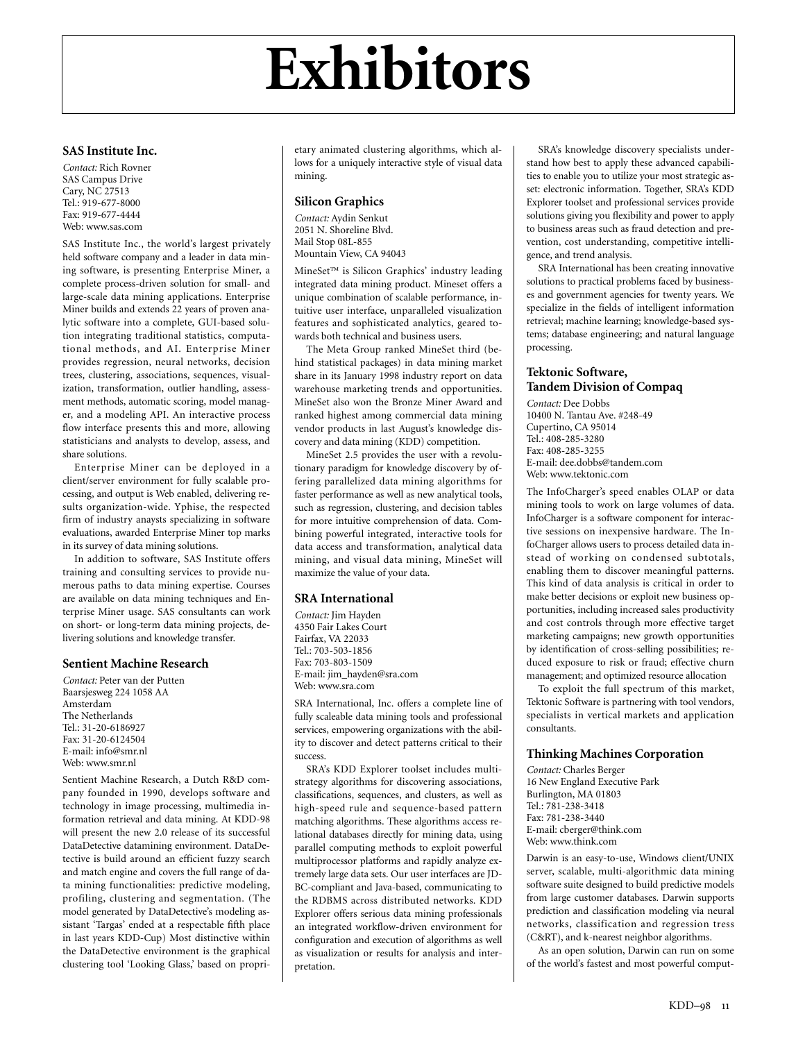# Exhibitors

### SAS Institute Inc.

*Contact:* Rich Rovner
SAS Campus Drive
Cary, NC 27513
Tel.: 919-677-8000
Fax: 919-677-4444
Web: www.sas.com

SAS Institute Inc., the world's largest privately held software company and a leader in data mining software, is presenting Enterprise Miner, a complete process-driven solution for small- and large-scale data mining applications. Enterprise Miner builds and extends 22 years of proven analytic software into a complete, GUI-based solution integrating traditional statistics, computational methods, and AI. Enterprise Miner provides regression, neural networks, decision trees, clustering, associations, sequences, visualization, transformation, outlier handling, assessment methods, automatic scoring, model manager, and a modeling API. An interactive process flow interface presents this and more, allowing statisticians and analysts to develop, assess, and share solutions.

Enterprise Miner can be deployed in a client/server environment for fully scalable processing, and output is Web enabled, delivering results organization-wide. Yphise, the respected firm of industry anaysts specializing in software evaluations, awarded Enterprise Miner top marks in its survey of data mining solutions.

In addition to software, SAS Institute offers training and consulting services to provide numerous paths to data mining expertise. Courses are available on data mining techniques and Enterprise Miner usage. SAS consultants can work on short- or long-term data mining projects, delivering solutions and knowledge transfer.

### Sentient Machine Research

*Contact:* Peter van der Putten
Baarsjesweg 224 1058 AA
Amsterdam
The Netherlands
Tel.: 31-20-6186927
Fax: 31-20-6124504
E-mail: info@smr.nl
Web: www.smr.nl

Sentient Machine Research, a Dutch R&D company founded in 1990, develops software and technology in image processing, multimedia information retrieval and data mining. At KDD-98 will present the new 2.0 release of its successful DataDetective datamining environment. DataDetective is build around an efficient fuzzy search and match engine and covers the full range of data mining functionalities: predictive modeling, profiling, clustering and segmentation. (The model generated by DataDetective's modeling assistant 'Targas' ended at a respectable fifth place in last years KDD-Cup) Most distinctive within the DataDetective environment is the graphical clustering tool 'Looking Glass,' based on proprietary animated clustering algorithms, which allows for a uniquely interactive style of visual data mining.

### Silicon Graphics

*Contact:* Aydin Senkut
2051 N. Shoreline Blvd.
Mail Stop 08L-855
Mountain View, CA 94043

MineSet™ is Silicon Graphics' industry leading integrated data mining product. Mineset offers a unique combination of scalable performance, intuitive user interface, unparalleled visualization features and sophisticated analytics, geared towards both technical and business users.

The Meta Group ranked MineSet third (behind statistical packages) in data mining market share in its January 1998 industry report on data warehouse marketing trends and opportunities. MineSet also won the Bronze Miner Award and ranked highest among commercial data mining vendor products in last August's knowledge discovery and data mining (KDD) competition.

MineSet 2.5 provides the user with a revolutionary paradigm for knowledge discovery by offering parallelized data mining algorithms for faster performance as well as new analytical tools, such as regression, clustering, and decision tables for more intuitive comprehension of data. Combining powerful integrated, interactive tools for data access and transformation, analytical data mining, and visual data mining, MineSet will maximize the value of your data.

### SRA International

*Contact:* Jim Hayden
4350 Fair Lakes Court
Fairfax, VA 22033
Tel.: 703-503-1856
Fax: 703-803-1509
E-mail: jim_hayden@sra.com
Web: www.sra.com

SRA International, Inc. offers a complete line of fully scaleable data mining tools and professional services, empowering organizations with the ability to discover and detect patterns critical to their success.

SRA's KDD Explorer toolset includes multistrategy algorithms for discovering associations, classifications, sequences, and clusters, as well as high-speed rule and sequence-based pattern matching algorithms. These algorithms access relational databases directly for mining data, using parallel computing methods to exploit powerful multiprocessor platforms and rapidly analyze extremely large data sets. Our user interfaces are JDBC-compliant and Java-based, communicating to the RDBMS across distributed networks. KDD Explorer offers serious data mining professionals an integrated workflow-driven environment for configuration and execution of algorithms as well as visualization or results for analysis and interpretation.

SRA's knowledge discovery specialists understand how best to apply these advanced capabilities to enable you to utilize your most strategic asset: electronic information. Together, SRA's KDD Explorer toolset and professional services provide solutions giving you flexibility and power to apply to business areas such as fraud detection and prevention, cost understanding, competitive intelligence, and trend analysis.

SRA International has been creating innovative solutions to practical problems faced by businesses and government agencies for twenty years. We specialize in the fields of intelligent information retrieval; machine learning; knowledge-based systems; database engineering; and natural language processing.

### Tektonic Software, Tandem Division of Compaq

*Contact:* Dee Dobbs
10400 N. Tantau Ave. #248-49
Cupertino, CA 95014
Tel.: 408-285-3280
Fax: 408-285-3255
E-mail: dee.dobbs@tandem.com
Web: www.tektonic.com

The InfoCharger's speed enables OLAP or data mining tools to work on large volumes of data. InfoCharger is a software component for interactive sessions on inexpensive hardware. The InfoCharger allows users to process detailed data instead of working on condensed subtotals, enabling them to discover meaningful patterns. This kind of data analysis is critical in order to make better decisions or exploit new business opportunities, including increased sales productivity and cost controls through more effective target marketing campaigns; new growth opportunities by identification of cross-selling possibilities; reduced exposure to risk or fraud; effective churn management; and optimized resource allocation

To exploit the full spectrum of this market, Tektonic Software is partnering with tool vendors, specialists in vertical markets and application consultants.

### Thinking Machines Corporation

*Contact:* Charles Berger
16 New England Executive Park
Burlington, MA 01803
Tel.: 781-238-3418
Fax: 781-238-3440
E-mail: cberger@think.com
Web: www.think.com

Darwin is an easy-to-use, Windows client/UNIX server, scalable, multi-algorithmic data mining software suite designed to build predictive models from large customer databases. Darwin supports prediction and classification modeling via neural networks, classification and regression tress (C&RT), and k-nearest neighbor algorithms.

As an open solution, Darwin can run on some of the world's fastest and most powerful comput-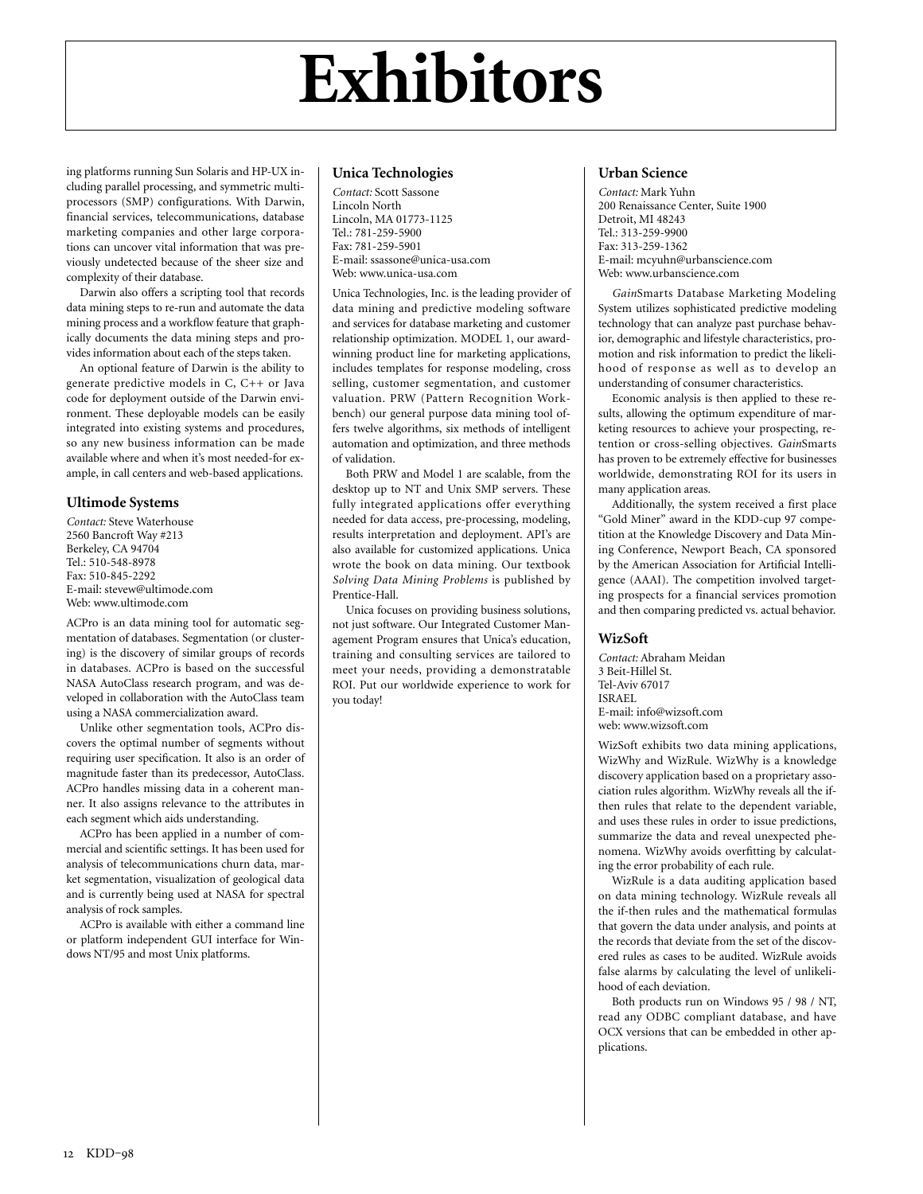# Exhibitors

ing platforms running Sun Solaris and HP-UX including parallel processing, and symmetric multiprocessors (SMP) configurations. With Darwin, financial services, telecommunications, database marketing companies and other large corporations can uncover vital information that was previously undetected because of the sheer size and complexity of their database.

Darwin also offers a scripting tool that records data mining steps to re-run and automate the data mining process and a workflow feature that graphically documents the data mining steps and provides information about each of the steps taken.

An optional feature of Darwin is the ability to generate predictive models in C, C++ or Java code for deployment outside of the Darwin environment. These deployable models can be easily integrated into existing systems and procedures, so any new business information can be made available where and when it's most needed-for example, in call centers and web-based applications.

### Ultimode Systems

*Contact:* Steve Waterhouse
2560 Bancroft Way #213
Berkeley, CA 94704
Tel.: 510-548-8978
Fax: 510-845-2292
E-mail: stevew@ultimode.com
Web: www.ultimode.com

ACPro is an data mining tool for automatic segmentation of databases. Segmentation (or clustering) is the discovery of similar groups of records in databases. ACPro is based on the successful NASA AutoClass research program, and was developed in collaboration with the AutoClass team using a NASA commercialization award.

Unlike other segmentation tools, ACPro discovers the optimal number of segments without requiring user specification. It also is an order of magnitude faster than its predecessor, AutoClass. ACPro handles missing data in a coherent manner. It also assigns relevance to the attributes in each segment which aids understanding.

ACPro has been applied in a number of commercial and scientific settings. It has been used for analysis of telecommunications churn data, market segmentation, visualization of geological data and is currently being used at NASA for spectral analysis of rock samples.

ACPro is available with either a command line or platform independent GUI interface for Windows NT/95 and most Unix platforms.

### Unica Technologies

*Contact:* Scott Sassone
Lincoln North
Lincoln, MA 01773-1125
Tel.: 781-259-5900
Fax: 781-259-5901
E-mail: ssassone@unica-usa.com
Web: www.unica-usa.com

Unica Technologies, Inc. is the leading provider of data mining and predictive modeling software and services for database marketing and customer relationship optimization. MODEL 1, our award-winning product line for marketing applications, includes templates for response modeling, cross selling, customer segmentation, and customer valuation. PRW (Pattern Recognition Workbench) our general purpose data mining tool offers twelve algorithms, six methods of intelligent automation and optimization, and three methods of validation.

Both PRW and Model 1 are scalable, from the desktop up to NT and Unix SMP servers. These fully integrated applications offer everything needed for data access, pre-processing, modeling, results interpretation and deployment. API's are also available for customized applications. Unica wrote the book on data mining. Our textbook *Solving Data Mining Problems* is published by Prentice-Hall.

Unica focuses on providing business solutions, not just software. Our Integrated Customer Management Program ensures that Unica's education, training and consulting services are tailored to meet your needs, providing a demonstratable ROI. Put our worldwide experience to work for you today!

### Urban Science

*Contact:* Mark Yuhn
200 Renaissance Center, Suite 1900
Detroit, MI 48243
Tel.: 313-259-9900
Fax: 313-259-1362
E-mail: mcyuhn@urbanscience.com
Web: www.urbanscience.com

*Gain*Smarts Database Marketing Modeling System utilizes sophisticated predictive modeling technology that can analyze past purchase behavior, demographic and lifestyle characteristics, promotion and risk information to predict the likelihood of response as well as to develop an understanding of consumer characteristics.

Economic analysis is then applied to these results, allowing the optimum expenditure of marketing resources to achieve your prospecting, retention or cross-selling objectives. *Gain*Smarts has proven to be extremely effective for businesses worldwide, demonstrating ROI for its users in many application areas.

Additionally, the system received a first place "Gold Miner" award in the KDD-cup 97 competition at the Knowledge Discovery and Data Mining Conference, Newport Beach, CA sponsored by the American Association for Artificial Intelligence (AAAI). The competition involved targeting prospects for a financial services promotion and then comparing predicted vs. actual behavior.

### WizSoft

*Contact:* Abraham Meidan
3 Beit-Hillel St.
Tel-Aviv 67017
ISRAEL
E-mail: info@wizsoft.com
web: www.wizsoft.com

WizSoft exhibits two data mining applications, WizWhy and WizRule. WizWhy is a knowledge discovery application based on a proprietary association rules algorithm. WizWhy reveals all the if-then rules that relate to the dependent variable, and uses these rules in order to issue predictions, summarize the data and reveal unexpected phenomena. WizWhy avoids overfitting by calculating the error probability of each rule.

WizRule is a data auditing application based on data mining technology. WizRule reveals all the if-then rules and the mathematical formulas that govern the data under analysis, and points at the records that deviate from the set of the discovered rules as cases to be audited. WizRule avoids false alarms by calculating the level of unlikelihood of each deviation.

Both products run on Windows 95 / 98 / NT, read any ODBC compliant database, and have OCX versions that can be embedded in other applications.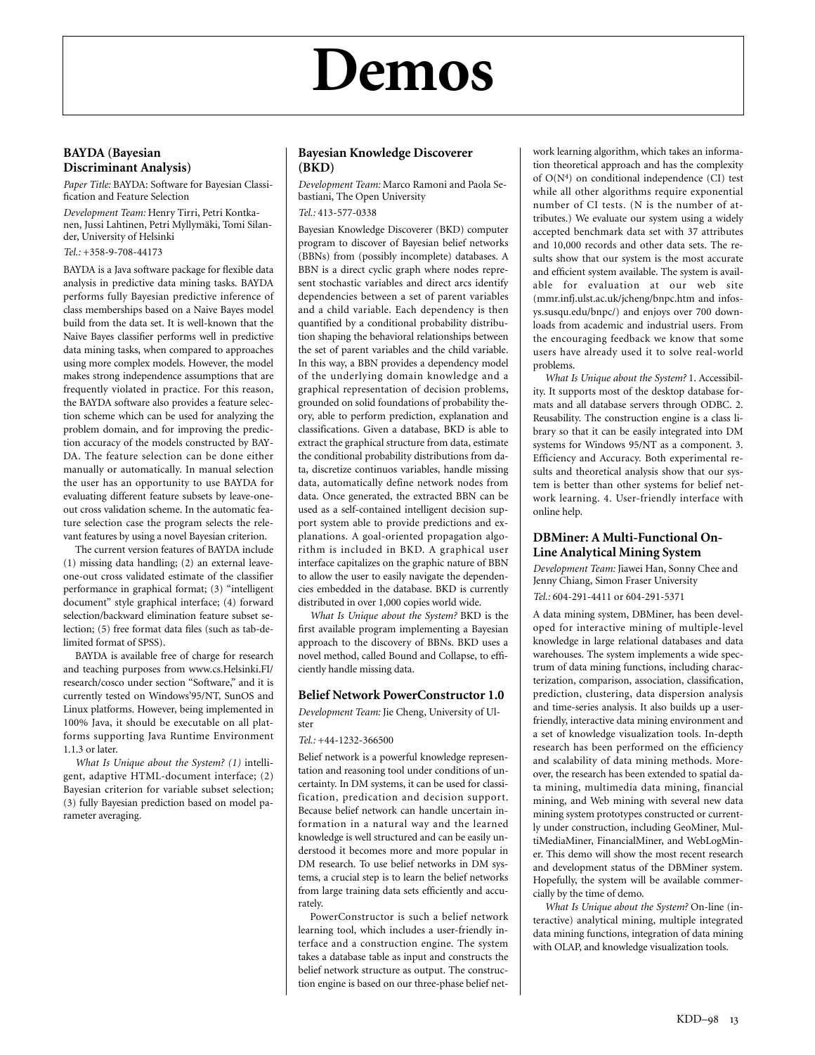# Demos

## BAYDA (Bayesian Discriminant Analysis)

*Paper Title:* BAYDA: Software for Bayesian Classification and Feature Selection

*Development Team:* Henry Tirri, Petri Kontkanen, Jussi Lahtinen, Petri Myllymäki, Tomi Silander, University of Helsinki

*Tel.:* +358-9-708-44173

BAYDA is a Java software package for flexible data analysis in predictive data mining tasks. BAYDA performs fully Bayesian predictive inference of class memberships based on a Naive Bayes model build from the data set. It is well-known that the Naive Bayes classifier performs well in predictive data mining tasks, when compared to approaches using more complex models. However, the model makes strong independence assumptions that are frequently violated in practice. For this reason, the BAYDA software also provides a feature selection scheme which can be used for analyzing the problem domain, and for improving the prediction accuracy of the models constructed by BAYDA. The feature selection can be done either manually or automatically. In manual selection the user has an opportunity to use BAYDA for evaluating different feature subsets by leave-one-out cross validation scheme. In the automatic feature selection case the program selects the relevant features by using a novel Bayesian criterion.

The current version features of BAYDA include (1) missing data handling; (2) an external leave-one-out cross validated estimate of the classifier performance in graphical format; (3) "intelligent document" style graphical interface; (4) forward selection/backward elimination feature subset selection; (5) free format data files (such as tab-delimited format of SPSS).

BAYDA is available free of charge for research and teaching purposes from www.cs.Helsinki.FI/research/cosco under section "Software," and it is currently tested on Windows'95/NT, SunOS and Linux platforms. However, being implemented in 100% Java, it should be executable on all platforms supporting Java Runtime Environment 1.1.3 or later.

*What Is Unique about the System? (1)* intelligent, adaptive HTML-document interface; (2) Bayesian criterion for variable subset selection; (3) fully Bayesian prediction based on model parameter averaging.

## Bayesian Knowledge Discoverer (BKD)

*Development Team:* Marco Ramoni and Paola Sebastiani, The Open University

*Tel.:* 413-577-0338

Bayesian Knowledge Discoverer (BKD) computer program to discover of Bayesian belief networks (BBNs) from (possibly incomplete) databases. A BBN is a direct cyclic graph where nodes represent stochastic variables and direct arcs identify dependencies between a set of parent variables and a child variable. Each dependency is then quantified by a conditional probability distribution shaping the behavioral relationships between the set of parent variables and the child variable. In this way, a BBN provides a dependency model of the underlying domain knowledge and a graphical representation of decision problems, grounded on solid foundations of probability theory, able to perform prediction, explanation and classifications. Given a database, BKD is able to extract the graphical structure from data, estimate the conditional probability distributions from data, discretize continuos variables, handle missing data, automatically define network nodes from data. Once generated, the extracted BBN can be used as a self-contained intelligent decision support system able to provide predictions and explanations. A goal-oriented propagation algorithm is included in BKD. A graphical user interface capitalizes on the graphic nature of BBN to allow the user to easily navigate the dependencies embedded in the database. BKD is currently distributed in over 1,000 copies world wide.

*What Is Unique about the System?* BKD is the first available program implementing a Bayesian approach to the discovery of BBNs. BKD uses a novel method, called Bound and Collapse, to efficiently handle missing data.

## Belief Network PowerConstructor 1.0

*Development Team:* Jie Cheng, University of Ulster

*Tel.:* +44-1232-366500

Belief network is a powerful knowledge representation and reasoning tool under conditions of uncertainty. In DM systems, it can be used for classification, predication and decision support. Because belief network can handle uncertain information in a natural way and the learned knowledge is well structured and can be easily understood it becomes more and more popular in DM research. To use belief networks in DM systems, a crucial step is to learn the belief networks from large training data sets efficiently and accurately.

PowerConstructor is such a belief network learning tool, which includes a user-friendly interface and a construction engine. The system takes a database table as input and constructs the belief network structure as output. The construction engine is based on our three-phase belief network learning algorithm, which takes an information theoretical approach and has the complexity of $O(N^4)$ on conditional independence (CI) test while all other algorithms require exponential number of CI tests. (N is the number of attributes.) We evaluate our system using a widely accepted benchmark data set with 37 attributes and 10,000 records and other data sets. The results show that our system is the most accurate and efficient system available. The system is available for evaluation at our web site (mmr.infj.ulst.ac.uk/jcheng/bnpc.htm and infosys.susqu.edu/bnpc/) and enjoys over 700 downloads from academic and industrial users. From the encouraging feedback we know that some users have already used it to solve real-world problems.

*What Is Unique about the System?* 1. Accessibility. It supports most of the desktop database formats and all database servers through ODBC. 2. Reusability. The construction engine is a class library so that it can be easily integrated into DM systems for Windows 95/NT as a component. 3. Efficiency and Accuracy. Both experimental results and theoretical analysis show that our system is better than other systems for belief network learning. 4. User-friendly interface with online help.

## DBMiner: A Multi-Functional On-Line Analytical Mining System

*Development Team:* Jiawei Han, Sonny Chee and Jenny Chiang, Simon Fraser University

*Tel.:* 604-291-4411 or 604-291-5371

A data mining system, DBMiner, has been developed for interactive mining of multiple-level knowledge in large relational databases and data warehouses. The system implements a wide spectrum of data mining functions, including characterization, comparison, association, classification, prediction, clustering, data dispersion analysis and time-series analysis. It also builds up a user-friendly, interactive data mining environment and a set of knowledge visualization tools. In-depth research has been performed on the efficiency and scalability of data mining methods. Moreover, the research has been extended to spatial data mining, multimedia data mining, financial mining, and Web mining with several new data mining system prototypes constructed or currently under construction, including GeoMiner, MultiMediaMiner, FinancialMiner, and WebLogMiner. This demo will show the most recent research and development status of the DBMiner system. Hopefully, the system will be available commercially by the time of demo.

*What Is Unique about the System?* On-line (interactive) analytical mining, multiple integrated data mining functions, integration of data mining with OLAP, and knowledge visualization tools.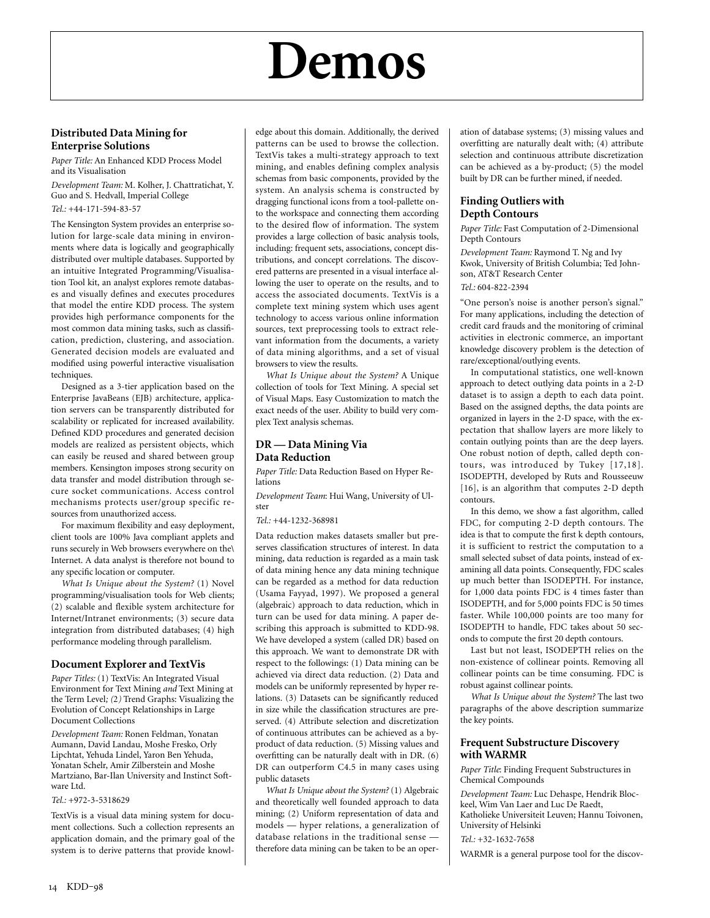# Demos

### Distributed Data Mining for Enterprise Solutions

*Paper Title:* An Enhanced KDD Process Model and its Visualisation

*Development Team:* M. Kolher, J. Chattratichat, Y. Guo and S. Hedvall, Imperial College

*Tel.:* +44-171-594-83-57

The Kensington System provides an enterprise solution for large-scale data mining in environments where data is logically and geographically distributed over multiple databases. Supported by an intuitive Integrated Programming/Visualisation Tool kit, an analyst explores remote databases and visually defines and executes procedures that model the entire KDD process. The system provides high performance components for the most common data mining tasks, such as classification, prediction, clustering, and association. Generated decision models are evaluated and modified using powerful interactive visualisation techniques.

Designed as a 3-tier application based on the Enterprise JavaBeans (EJB) architecture, application servers can be transparently distributed for scalability or replicated for increased availability. Defined KDD procedures and generated decision models are realized as persistent objects, which can easily be reused and shared between group members. Kensington imposes strong security on data transfer and model distribution through secure socket communications. Access control mechanisms protects user/group specific resources from unauthorized access.

For maximum flexibility and easy deployment, client tools are 100% Java compliant applets and runs securely in Web browsers everywhere on the\ Internet. A data analyst is therefore not bound to any specific location or computer.

*What Is Unique about the System?* (1) Novel programming/visualisation tools for Web clients; (2) scalable and flexible system architecture for Internet/Intranet environments; (3) secure data integration from distributed databases; (4) high performance modeling through parallelism.

### Document Explorer and TextVis

*Paper Titles:* (1) TextVis: An Integrated Visual Environment for Text Mining *and* Text Mining at the Term Level*; (2)* Trend Graphs: Visualizing the Evolution of Concept Relationships in Large Document Collections

*Development Team:* Ronen Feldman, Yonatan Aumann, David Landau, Moshe Fresko, Orly Lipchtat, Yehuda Lindel, Yaron Ben Yehuda, Yonatan Schelr, Amir Zilberstein and Moshe Martziano, Bar-Ilan University and Instinct Software Ltd.

*Tel.:* +972-3-5318629

TextVis is a visual data mining system for document collections. Such a collection represents an application domain, and the primary goal of the system is to derive patterns that provide knowledge about this domain. Additionally, the derived patterns can be used to browse the collection. TextVis takes a multi-strategy approach to text mining, and enables defining complex analysis schemas from basic components, provided by the system. An analysis schema is constructed by dragging functional icons from a tool-pallette onto the workspace and connecting them according to the desired flow of information. The system provides a large collection of basic analysis tools, including: frequent sets, associations, concept distributions, and concept correlations. The discovered patterns are presented in a visual interface allowing the user to operate on the results, and to access the associated documents. TextVis is a complete text mining system which uses agent technology to access various online information sources, text preprocessing tools to extract relevant information from the documents, a variety of data mining algorithms, and a set of visual browsers to view the results.

*What Is Unique about the System?* A Unique collection of tools for Text Mining. A special set of Visual Maps. Easy Customization to match the exact needs of the user. Ability to build very complex Text analysis schemas.

### DR — Data Mining Via Data Reduction

*Paper Title:* Data Reduction Based on Hyper Relations

*Development Team*: Hui Wang, University of Ulster

*Tel.:* +44-1232-368981

Data reduction makes datasets smaller but preserves classification structures of interest. In data mining, data reduction is regarded as a main task of data mining hence any data mining technique can be regarded as a method for data reduction (Usama Fayyad, 1997). We proposed a general (algebraic) approach to data reduction, which in turn can be used for data mining. A paper describing this approach is submitted to KDD-98. We have developed a system (called DR) based on this approach. We want to demonstrate DR with respect to the followings: (1) Data mining can be achieved via direct data reduction. (2) Data and models can be uniformly represented by hyper relations. (3) Datasets can be significantly reduced in size while the classification structures are preserved. (4) Attribute selection and discretization of continuous attributes can be achieved as a byproduct of data reduction. (5) Missing values and overfitting can be naturally dealt with in DR. (6) DR can outperform C4.5 in many cases using public datasets

*What Is Unique about the System?* (1) Algebraic and theoretically well founded approach to data mining; (2) Uniform representation of data and models — hyper relations, a generalization of database relations in the traditional sense — therefore data mining can be taken to be an operation of database systems; (3) missing values and overfitting are naturally dealt with; (4) attribute selection and continuous attribute discretization can be achieved as a by-product; (5) the model built by DR can be further mined, if needed.

### Finding Outliers with Depth Contours

*Paper Title:* Fast Computation of 2-Dimensional Depth Contours

*Development Team:* Raymond T. Ng and Ivy Kwok, University of British Columbia; Ted Johnson, AT&T Research Center

*Tel.:* 604-822-2394

"One person's noise is another person's signal." For many applications, including the detection of credit card frauds and the monitoring of criminal activities in electronic commerce, an important knowledge discovery problem is the detection of rare/exceptional/outlying events.

In computational statistics, one well-known approach to detect outlying data points in a 2-D dataset is to assign a depth to each data point. Based on the assigned depths, the data points are organized in layers in the 2-D space, with the expectation that shallow layers are more likely to contain outlying points than are the deep layers. One robust notion of depth, called depth contours, was introduced by Tukey [17,18]. ISODEPTH, developed by Ruts and Rousseeuw [16], is an algorithm that computes 2-D depth contours.

In this demo, we show a fast algorithm, called FDC, for computing 2-D depth contours. The idea is that to compute the first k depth contours, it is sufficient to restrict the computation to a small selected subset of data points, instead of examining all data points. Consequently, FDC scales up much better than ISODEPTH. For instance, for 1,000 data points FDC is 4 times faster than ISODEPTH, and for 5,000 points FDC is 50 times faster. While 100,000 points are too many for ISODEPTH to handle, FDC takes about 50 seconds to compute the first 20 depth contours.

Last but not least, ISODEPTH relies on the non-existence of collinear points. Removing all collinear points can be time consuming. FDC is robust against collinear points.

*What Is Unique about the System?* The last two paragraphs of the above description summarize the key points.

### Frequent Substructure Discovery with WARMR

*Paper Title*: Finding Frequent Substructures in Chemical Compounds

*Development Team:* Luc Dehaspe, Hendrik Blockeel, Wim Van Laer and Luc De Raedt, Katholieke Universiteit Leuven; Hannu Toivonen, University of Helsinki

*Tel.:* +32-1632-7658

WARMR is a general purpose tool for the discov-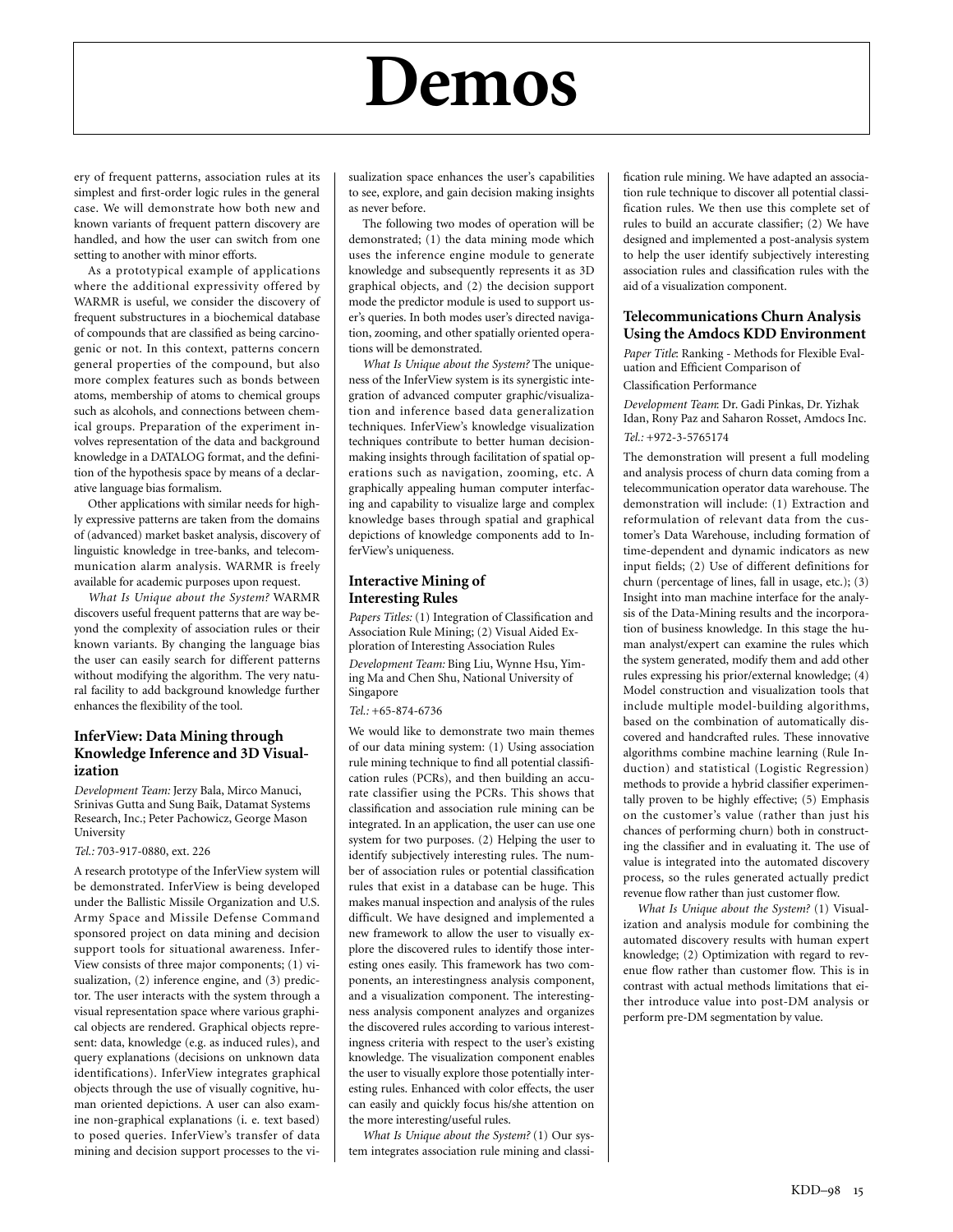# Demos

ery of frequent patterns, association rules at its simplest and first-order logic rules in the general case. We will demonstrate how both new and known variants of frequent pattern discovery are handled, and how the user can switch from one setting to another with minor efforts.

As a prototypical example of applications where the additional expressivity offered by WARMR is useful, we consider the discovery of frequent substructures in a biochemical database of compounds that are classified as being carcinogenic or not. In this context, patterns concern general properties of the compound, but also more complex features such as bonds between atoms, membership of atoms to chemical groups such as alcohols, and connections between chemical groups. Preparation of the experiment involves representation of the data and background knowledge in a DATALOG format, and the definition of the hypothesis space by means of a declarative language bias formalism.

Other applications with similar needs for highly expressive patterns are taken from the domains of (advanced) market basket analysis, discovery of linguistic knowledge in tree-banks, and telecommunication alarm analysis. WARMR is freely available for academic purposes upon request.

*What Is Unique about the System?* WARMR discovers useful frequent patterns that are way beyond the complexity of association rules or their known variants. By changing the language bias the user can easily search for different patterns without modifying the algorithm. The very natural facility to add background knowledge further enhances the flexibility of the tool.

### InferView: Data Mining through Knowledge Inference and 3D Visualization

*Development Team:* Jerzy Bala, Mirco Manuci, Srinivas Gutta and Sung Baik, Datamat Systems Research, Inc.; Peter Pachowicz, George Mason University

*Tel.:* 703-917-0880, ext. 226

A research prototype of the InferView system will be demonstrated. InferView is being developed under the Ballistic Missile Organization and U.S. Army Space and Missile Defense Command sponsored project on data mining and decision support tools for situational awareness. InferView consists of three major components; (1) visualization, (2) inference engine, and (3) predictor. The user interacts with the system through a visual representation space where various graphical objects are rendered. Graphical objects represent: data, knowledge (e.g. as induced rules), and query explanations (decisions on unknown data identifications). InferView integrates graphical objects through the use of visually cognitive, human oriented depictions. A user can also examine non-graphical explanations (i. e. text based) to posed queries. InferView's transfer of data mining and decision support processes to the visualization space enhances the user's capabilities to see, explore, and gain decision making insights as never before.

The following two modes of operation will be demonstrated; (1) the data mining mode which uses the inference engine module to generate knowledge and subsequently represents it as 3D graphical objects, and (2) the decision support mode the predictor module is used to support user's queries. In both modes user's directed navigation, zooming, and other spatially oriented operations will be demonstrated.

*What Is Unique about the System?* The uniqueness of the InferView system is its synergistic integration of advanced computer graphic/visualization and inference based data generalization techniques. InferView's knowledge visualization techniques contribute to better human decision-making insights through facilitation of spatial operations such as navigation, zooming, etc. A graphically appealing human computer interfacing and capability to visualize large and complex knowledge bases through spatial and graphical depictions of knowledge components add to InferView's uniqueness.

### Interactive Mining of Interesting Rules

*Papers Titles:* (1) Integration of Classification and Association Rule Mining; (2) Visual Aided Exploration of Interesting Association Rules

*Development Team:* Bing Liu, Wynne Hsu, Yiming Ma and Chen Shu, National University of Singapore

*Tel.:* +65-874-6736

We would like to demonstrate two main themes of our data mining system: (1) Using association rule mining technique to find all potential classification rules (PCRs), and then building an accurate classifier using the PCRs. This shows that classification and association rule mining can be integrated. In an application, the user can use one system for two purposes. (2) Helping the user to identify subjectively interesting rules. The number of association rules or potential classification rules that exist in a database can be huge. This makes manual inspection and analysis of the rules difficult. We have designed and implemented a new framework to allow the user to visually explore the discovered rules to identify those interesting ones easily. This framework has two components, an interestingness analysis component, and a visualization component. The interestingness analysis component analyzes and organizes the discovered rules according to various interestingness criteria with respect to the user's existing knowledge. The visualization component enables the user to visually explore those potentially interesting rules. Enhanced with color effects, the user can easily and quickly focus his/she attention on the more interesting/useful rules.

*What Is Unique about the System?* (1) Our system integrates association rule mining and classification rule mining. We have adapted an association rule technique to discover all potential classification rules. We then use this complete set of rules to build an accurate classifier; (2) We have designed and implemented a post-analysis system to help the user identify subjectively interesting association rules and classification rules with the aid of a visualization component.

### Telecommunications Churn Analysis Using the Amdocs KDD Environment

*Paper Title*: Ranking - Methods for Flexible Evaluation and Efficient Comparison of Classification Performance

*Development Team*: Dr. Gadi Pinkas, Dr. Yizhak Idan, Rony Paz and Saharon Rosset, Amdocs Inc.

*Tel.:* +972-3-5765174

The demonstration will present a full modeling and analysis process of churn data coming from a telecommunication operator data warehouse. The demonstration will include: (1) Extraction and reformulation of relevant data from the customer's Data Warehouse, including formation of time-dependent and dynamic indicators as new input fields; (2) Use of different definitions for churn (percentage of lines, fall in usage, etc.); (3) Insight into man machine interface for the analysis of the Data-Mining results and the incorporation of business knowledge. In this stage the human analyst/expert can examine the rules which the system generated, modify them and add other rules expressing his prior/external knowledge; (4) Model construction and visualization tools that include multiple model-building algorithms, based on the combination of automatically discovered and handcrafted rules. These innovative algorithms combine machine learning (Rule Induction) and statistical (Logistic Regression) methods to provide a hybrid classifier experimentally proven to be highly effective; (5) Emphasis on the customer's value (rather than just his chances of performing churn) both in constructing the classifier and in evaluating it. The use of value is integrated into the automated discovery process, so the rules generated actually predict revenue flow rather than just customer flow.

*What Is Unique about the System?* (1) Visualization and analysis module for combining the automated discovery results with human expert knowledge; (2) Optimization with regard to revenue flow rather than customer flow. This is in contrast with actual methods limitations that either introduce value into post-DM analysis or perform pre-DM segmentation by value.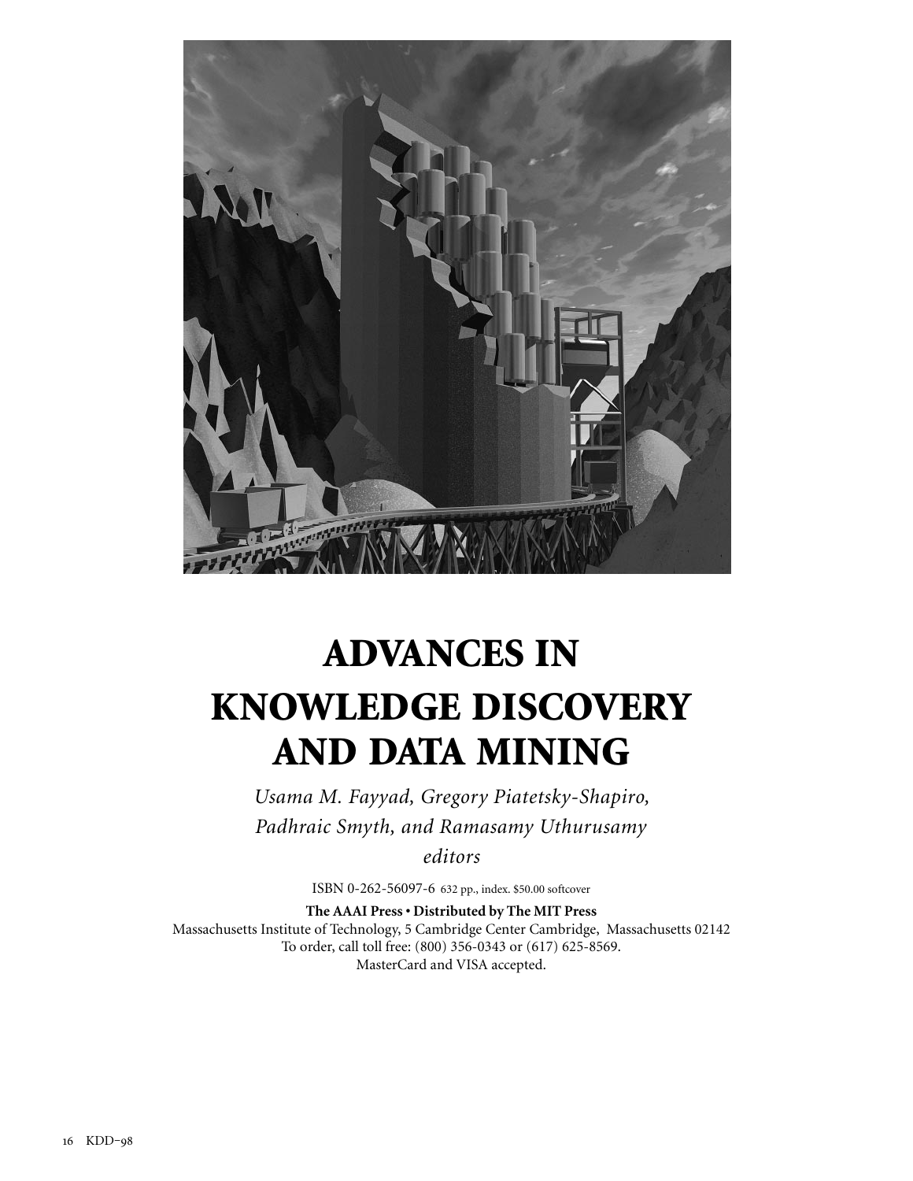# ADVANCES IN KNOWLEDGE DISCOVERY AND DATA MINING

*Usama M. Fayyad, Gregory Piatetsky-Shapiro, Padhraic Smyth, and Ramasamy Uthurusamy*

*editors*

ISBN 0-262-56097-6 632 pp., index. $50.00 softcover

**The AAAI Press • Distributed by The MIT Press**

Massachusetts Institute of Technology, 5 Cambridge Center Cambridge, Massachusetts 02142

To order, call toll free: (800) 356-0343 or (617) 625-8569.

MasterCard and VISA accepted.